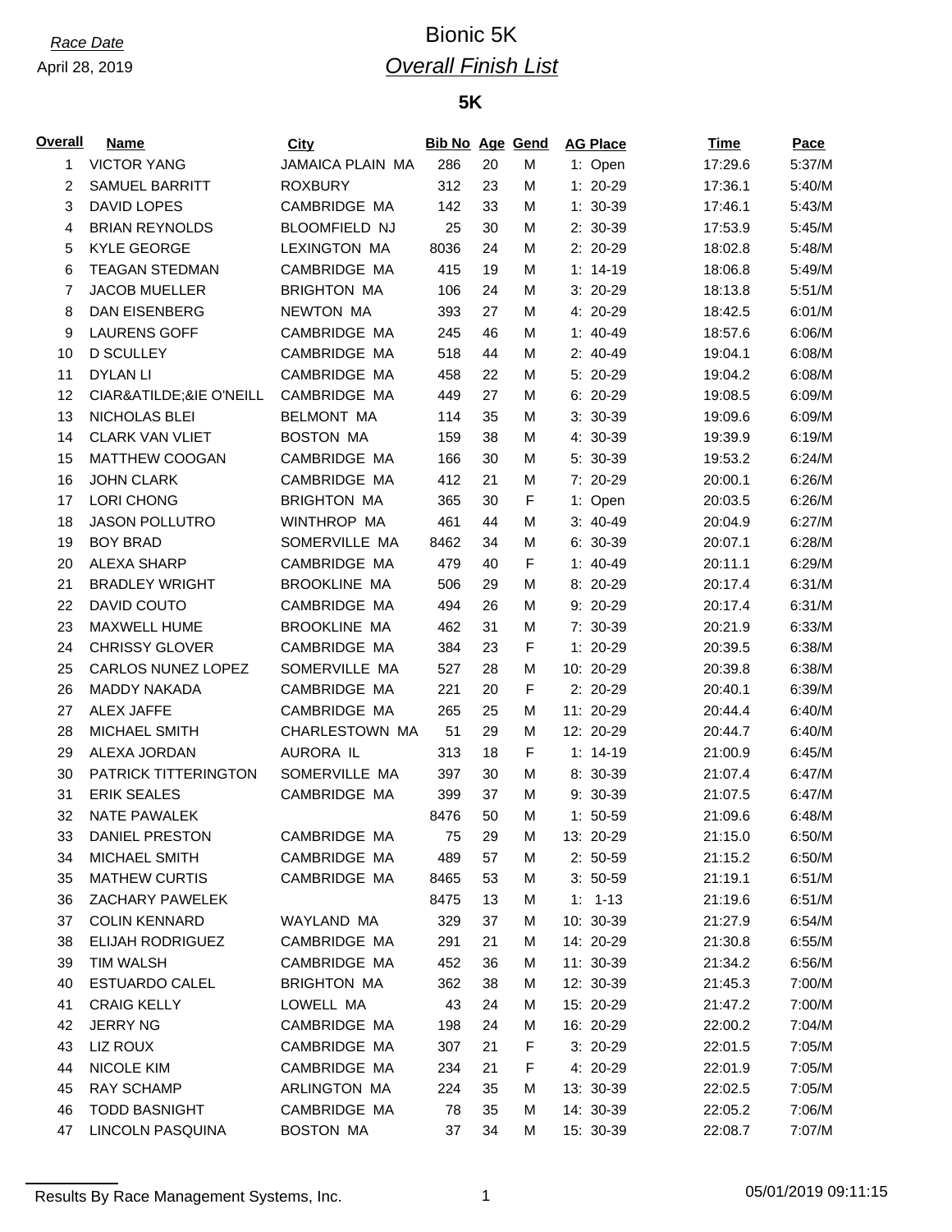*Race Date*

April 28, 2019

# Bionic 5K

## *Overall Finish List*

### 5K

| Overall | Name | City | Bib No | Age | Gend | AG Place | Time | Pace |
|---|---|---|---|---|---|---|---|---|
| 1 | VICTOR YANG | JAMAICA PLAIN MA | 286 | 20 | M | 1: Open | 17:29.6 | 5:37/M |
| 2 | SAMUEL BARRITT | ROXBURY | 312 | 23 | M | 1: 20-29 | 17:36.1 | 5:40/M |
| 3 | DAVID LOPES | CAMBRIDGE MA | 142 | 33 | M | 1: 30-39 | 17:46.1 | 5:43/M |
| 4 | BRIAN REYNOLDS | BLOOMFIELD NJ | 25 | 30 | M | 2: 30-39 | 17:53.9 | 5:45/M |
| 5 | KYLE GEORGE | LEXINGTON MA | 8036 | 24 | M | 2: 20-29 | 18:02.8 | 5:48/M |
| 6 | TEAGAN STEDMAN | CAMBRIDGE MA | 415 | 19 | M | 1: 14-19 | 18:06.8 | 5:49/M |
| 7 | JACOB MUELLER | BRIGHTON MA | 106 | 24 | M | 3: 20-29 | 18:13.8 | 5:51/M |
| 8 | DAN EISENBERG | NEWTON MA | 393 | 27 | M | 4: 20-29 | 18:42.5 | 6:01/M |
| 9 | LAURENS GOFF | CAMBRIDGE MA | 245 | 46 | M | 1: 40-49 | 18:57.6 | 6:06/M |
| 10 | D SCULLEY | CAMBRIDGE MA | 518 | 44 | M | 2: 40-49 | 19:04.1 | 6:08/M |
| 11 | DYLAN LI | CAMBRIDGE MA | 458 | 22 | M | 5: 20-29 | 19:04.2 | 6:08/M |
| 12 | CIAR&ATILDE;&IE O'NEILL | CAMBRIDGE MA | 449 | 27 | M | 6: 20-29 | 19:08.5 | 6:09/M |
| 13 | NICHOLAS BLEI | BELMONT MA | 114 | 35 | M | 3: 30-39 | 19:09.6 | 6:09/M |
| 14 | CLARK VAN VLIET | BOSTON MA | 159 | 38 | M | 4: 30-39 | 19:39.9 | 6:19/M |
| 15 | MATTHEW COOGAN | CAMBRIDGE MA | 166 | 30 | M | 5: 30-39 | 19:53.2 | 6:24/M |
| 16 | JOHN CLARK | CAMBRIDGE MA | 412 | 21 | M | 7: 20-29 | 20:00.1 | 6:26/M |
| 17 | LORI CHONG | BRIGHTON MA | 365 | 30 | F | 1: Open | 20:03.5 | 6:26/M |
| 18 | JASON POLLUTRO | WINTHROP MA | 461 | 44 | M | 3: 40-49 | 20:04.9 | 6:27/M |
| 19 | BOY BRAD | SOMERVILLE MA | 8462 | 34 | M | 6: 30-39 | 20:07.1 | 6:28/M |
| 20 | ALEXA SHARP | CAMBRIDGE MA | 479 | 40 | F | 1: 40-49 | 20:11.1 | 6:29/M |
| 21 | BRADLEY WRIGHT | BROOKLINE MA | 506 | 29 | M | 8: 20-29 | 20:17.4 | 6:31/M |
| 22 | DAVID COUTO | CAMBRIDGE MA | 494 | 26 | M | 9: 20-29 | 20:17.4 | 6:31/M |
| 23 | MAXWELL HUME | BROOKLINE MA | 462 | 31 | M | 7: 30-39 | 20:21.9 | 6:33/M |
| 24 | CHRISSY GLOVER | CAMBRIDGE MA | 384 | 23 | F | 1: 20-29 | 20:39.5 | 6:38/M |
| 25 | CARLOS NUNEZ LOPEZ | SOMERVILLE MA | 527 | 28 | M | 10: 20-29 | 20:39.8 | 6:38/M |
| 26 | MADDY NAKADA | CAMBRIDGE MA | 221 | 20 | F | 2: 20-29 | 20:40.1 | 6:39/M |
| 27 | ALEX JAFFE | CAMBRIDGE MA | 265 | 25 | M | 11: 20-29 | 20:44.4 | 6:40/M |
| 28 | MICHAEL SMITH | CHARLESTOWN MA | 51 | 29 | M | 12: 20-29 | 20:44.7 | 6:40/M |
| 29 | ALEXA JORDAN | AURORA IL | 313 | 18 | F | 1: 14-19 | 21:00.9 | 6:45/M |
| 30 | PATRICK TITTERINGTON | SOMERVILLE MA | 397 | 30 | M | 8: 30-39 | 21:07.4 | 6:47/M |
| 31 | ERIK SEALES | CAMBRIDGE MA | 399 | 37 | M | 9: 30-39 | 21:07.5 | 6:47/M |
| 32 | NATE PAWALEK | | 8476 | 50 | M | 1: 50-59 | 21:09.6 | 6:48/M |
| 33 | DANIEL PRESTON | CAMBRIDGE MA | 75 | 29 | M | 13: 20-29 | 21:15.0 | 6:50/M |
| 34 | MICHAEL SMITH | CAMBRIDGE MA | 489 | 57 | M | 2: 50-59 | 21:15.2 | 6:50/M |
| 35 | MATHEW CURTIS | CAMBRIDGE MA | 8465 | 53 | M | 3: 50-59 | 21:19.1 | 6:51/M |
| 36 | ZACHARY PAWELEK | | 8475 | 13 | M | 1: 1-13 | 21:19.6 | 6:51/M |
| 37 | COLIN KENNARD | WAYLAND MA | 329 | 37 | M | 10: 30-39 | 21:27.9 | 6:54/M |
| 38 | ELIJAH RODRIGUEZ | CAMBRIDGE MA | 291 | 21 | M | 14: 20-29 | 21:30.8 | 6:55/M |
| 39 | TIM WALSH | CAMBRIDGE MA | 452 | 36 | M | 11: 30-39 | 21:34.2 | 6:56/M |
| 40 | ESTUARDO CALEL | BRIGHTON MA | 362 | 38 | M | 12: 30-39 | 21:45.3 | 7:00/M |
| 41 | CRAIG KELLY | LOWELL MA | 43 | 24 | M | 15: 20-29 | 21:47.2 | 7:00/M |
| 42 | JERRY NG | CAMBRIDGE MA | 198 | 24 | M | 16: 20-29 | 22:00.2 | 7:04/M |
| 43 | LIZ ROUX | CAMBRIDGE MA | 307 | 21 | F | 3: 20-29 | 22:01.5 | 7:05/M |
| 44 | NICOLE KIM | CAMBRIDGE MA | 234 | 21 | F | 4: 20-29 | 22:01.9 | 7:05/M |
| 45 | RAY SCHAMP | ARLINGTON MA | 224 | 35 | M | 13: 30-39 | 22:02.5 | 7:05/M |
| 46 | TODD BASNIGHT | CAMBRIDGE MA | 78 | 35 | M | 14: 30-39 | 22:05.2 | 7:06/M |
| 47 | LINCOLN PASQUINA | BOSTON MA | 37 | 34 | M | 15: 30-39 | 22:08.7 | 7:07/M |

Results By Race Management Systems, Inc. 05/01/2019 09:11:15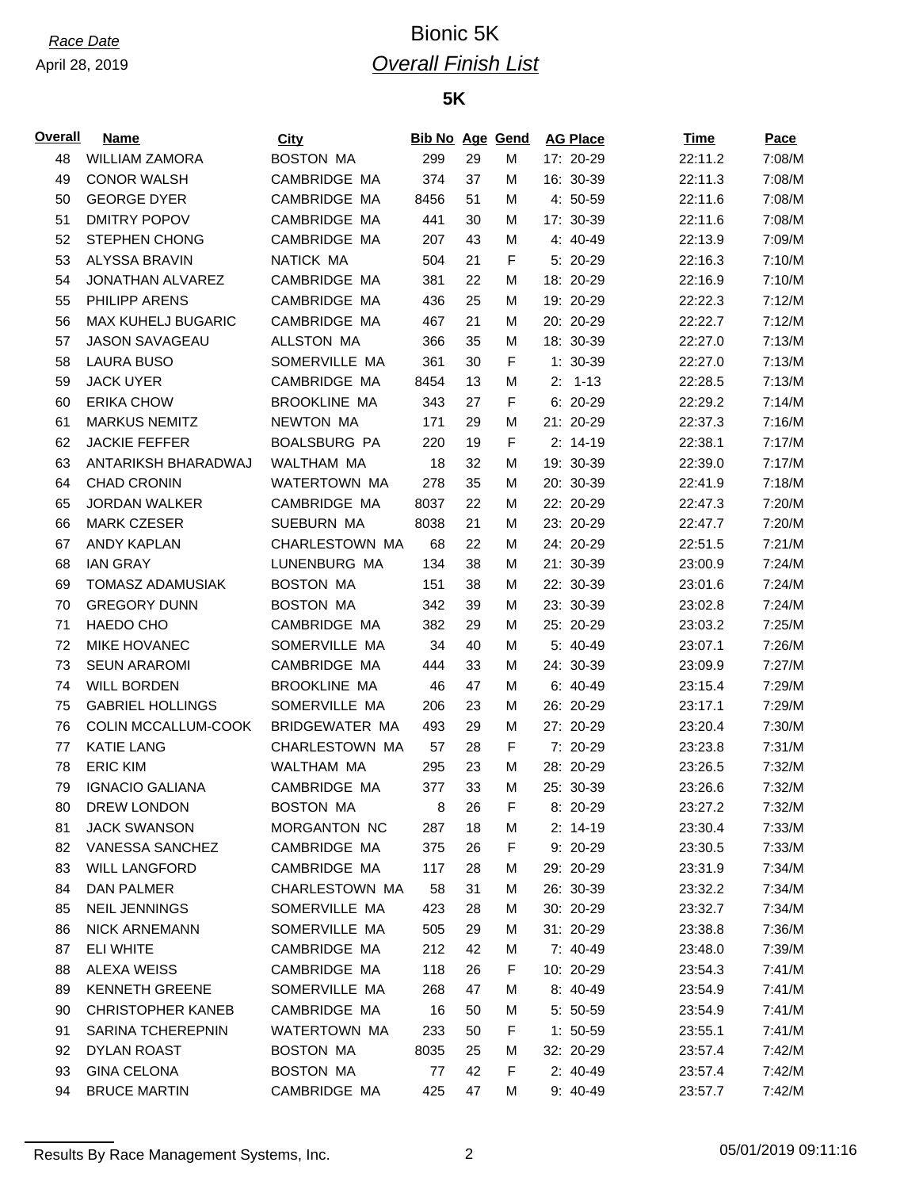*Race Date*
April 28, 2019

# Bionic 5K
## *Overall Finish List*

### 5K

| Overall | Name | City | Bib No | Age | Gend | AG Place | Time | Pace |
|---|---|---|---|---|---|---|---|---|
| 48 | WILLIAM ZAMORA | BOSTON MA | 299 | 29 | M | 17: 20-29 | 22:11.2 | 7:08/M |
| 49 | CONOR WALSH | CAMBRIDGE MA | 374 | 37 | M | 16: 30-39 | 22:11.3 | 7:08/M |
| 50 | GEORGE DYER | CAMBRIDGE MA | 8456 | 51 | M | 4: 50-59 | 22:11.6 | 7:08/M |
| 51 | DMITRY POPOV | CAMBRIDGE MA | 441 | 30 | M | 17: 30-39 | 22:11.6 | 7:08/M |
| 52 | STEPHEN CHONG | CAMBRIDGE MA | 207 | 43 | M | 4: 40-49 | 22:13.9 | 7:09/M |
| 53 | ALYSSA BRAVIN | NATICK MA | 504 | 21 | F | 5: 20-29 | 22:16.3 | 7:10/M |
| 54 | JONATHAN ALVAREZ | CAMBRIDGE MA | 381 | 22 | M | 18: 20-29 | 22:16.9 | 7:10/M |
| 55 | PHILIPP ARENS | CAMBRIDGE MA | 436 | 25 | M | 19: 20-29 | 22:22.3 | 7:12/M |
| 56 | MAX KUHELJ BUGARIC | CAMBRIDGE MA | 467 | 21 | M | 20: 20-29 | 22:22.7 | 7:12/M |
| 57 | JASON SAVAGEAU | ALLSTON MA | 366 | 35 | M | 18: 30-39 | 22:27.0 | 7:13/M |
| 58 | LAURA BUSO | SOMERVILLE MA | 361 | 30 | F | 1: 30-39 | 22:27.0 | 7:13/M |
| 59 | JACK UYER | CAMBRIDGE MA | 8454 | 13 | M | 2: 1-13 | 22:28.5 | 7:13/M |
| 60 | ERIKA CHOW | BROOKLINE MA | 343 | 27 | F | 6: 20-29 | 22:29.2 | 7:14/M |
| 61 | MARKUS NEMITZ | NEWTON MA | 171 | 29 | M | 21: 20-29 | 22:37.3 | 7:16/M |
| 62 | JACKIE FEFFER | BOALSBURG PA | 220 | 19 | F | 2: 14-19 | 22:38.1 | 7:17/M |
| 63 | ANTARIKSH BHARADWAJ | WALTHAM MA | 18 | 32 | M | 19: 30-39 | 22:39.0 | 7:17/M |
| 64 | CHAD CRONIN | WATERTOWN MA | 278 | 35 | M | 20: 30-39 | 22:41.9 | 7:18/M |
| 65 | JORDAN WALKER | CAMBRIDGE MA | 8037 | 22 | M | 22: 20-29 | 22:47.3 | 7:20/M |
| 66 | MARK CZESER | SUEBURN MA | 8038 | 21 | M | 23: 20-29 | 22:47.7 | 7:20/M |
| 67 | ANDY KAPLAN | CHARLESTOWN MA | 68 | 22 | M | 24: 20-29 | 22:51.5 | 7:21/M |
| 68 | IAN GRAY | LUNENBURG MA | 134 | 38 | M | 21: 30-39 | 23:00.9 | 7:24/M |
| 69 | TOMASZ ADAMUSIAK | BOSTON MA | 151 | 38 | M | 22: 30-39 | 23:01.6 | 7:24/M |
| 70 | GREGORY DUNN | BOSTON MA | 342 | 39 | M | 23: 30-39 | 23:02.8 | 7:24/M |
| 71 | HAEDO CHO | CAMBRIDGE MA | 382 | 29 | M | 25: 20-29 | 23:03.2 | 7:25/M |
| 72 | MIKE HOVANEC | SOMERVILLE MA | 34 | 40 | M | 5: 40-49 | 23:07.1 | 7:26/M |
| 73 | SEUN ARAROMI | CAMBRIDGE MA | 444 | 33 | M | 24: 30-39 | 23:09.9 | 7:27/M |
| 74 | WILL BORDEN | BROOKLINE MA | 46 | 47 | M | 6: 40-49 | 23:15.4 | 7:29/M |
| 75 | GABRIEL HOLLINGS | SOMERVILLE MA | 206 | 23 | M | 26: 20-29 | 23:17.1 | 7:29/M |
| 76 | COLIN MCCALLUM-COOK | BRIDGEWATER MA | 493 | 29 | M | 27: 20-29 | 23:20.4 | 7:30/M |
| 77 | KATIE LANG | CHARLESTOWN MA | 57 | 28 | F | 7: 20-29 | 23:23.8 | 7:31/M |
| 78 | ERIC KIM | WALTHAM MA | 295 | 23 | M | 28: 20-29 | 23:26.5 | 7:32/M |
| 79 | IGNACIO GALIANA | CAMBRIDGE MA | 377 | 33 | M | 25: 30-39 | 23:26.6 | 7:32/M |
| 80 | DREW LONDON | BOSTON MA | 8 | 26 | F | 8: 20-29 | 23:27.2 | 7:32/M |
| 81 | JACK SWANSON | MORGANTON NC | 287 | 18 | M | 2: 14-19 | 23:30.4 | 7:33/M |
| 82 | VANESSA SANCHEZ | CAMBRIDGE MA | 375 | 26 | F | 9: 20-29 | 23:30.5 | 7:33/M |
| 83 | WILL LANGFORD | CAMBRIDGE MA | 117 | 28 | M | 29: 20-29 | 23:31.9 | 7:34/M |
| 84 | DAN PALMER | CHARLESTOWN MA | 58 | 31 | M | 26: 30-39 | 23:32.2 | 7:34/M |
| 85 | NEIL JENNINGS | SOMERVILLE MA | 423 | 28 | M | 30: 20-29 | 23:32.7 | 7:34/M |
| 86 | NICK ARNEMANN | SOMERVILLE MA | 505 | 29 | M | 31: 20-29 | 23:38.8 | 7:36/M |
| 87 | ELI WHITE | CAMBRIDGE MA | 212 | 42 | M | 7: 40-49 | 23:48.0 | 7:39/M |
| 88 | ALEXA WEISS | CAMBRIDGE MA | 118 | 26 | F | 10: 20-29 | 23:54.3 | 7:41/M |
| 89 | KENNETH GREENE | SOMERVILLE MA | 268 | 47 | M | 8: 40-49 | 23:54.9 | 7:41/M |
| 90 | CHRISTOPHER KANEB | CAMBRIDGE MA | 16 | 50 | M | 5: 50-59 | 23:54.9 | 7:41/M |
| 91 | SARINA TCHEREPNIN | WATERTOWN MA | 233 | 50 | F | 1: 50-59 | 23:55.1 | 7:41/M |
| 92 | DYLAN ROAST | BOSTON MA | 8035 | 25 | M | 32: 20-29 | 23:57.4 | 7:42/M |
| 93 | GINA CELONA | BOSTON MA | 77 | 42 | F | 2: 40-49 | 23:57.4 | 7:42/M |
| 94 | BRUCE MARTIN | CAMBRIDGE MA | 425 | 47 | M | 9: 40-49 | 23:57.7 | 7:42/M |

Results By Race Management Systems, Inc. 05/01/2019 09:11:16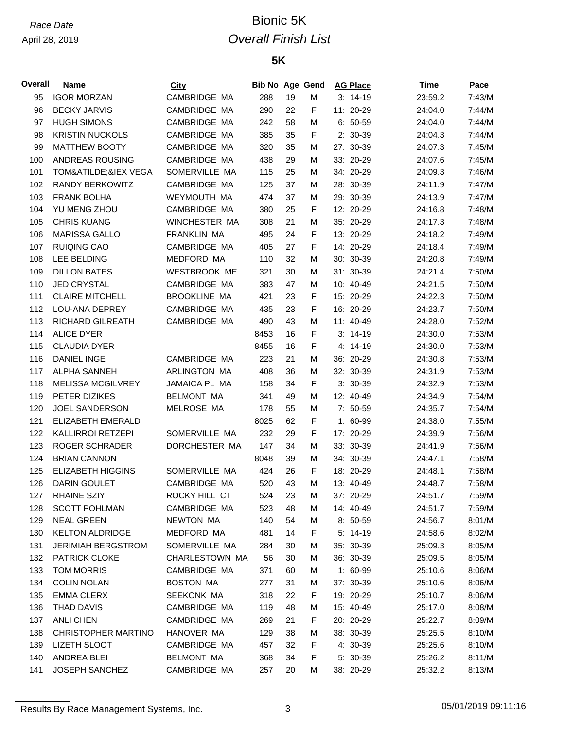*Race Date*

April 28, 2019

# Bionic 5K

## *Overall Finish List*

### 5K

| Overall | Name | City | Bib No | Age | Gend | AG Place | Time | Pace |
|---|---|---|---|---|---|---|---|---|
| 95 | IGOR MORZAN | CAMBRIDGE MA | 288 | 19 | M | 3: 14-19 | 23:59.2 | 7:43/M |
| 96 | BECKY JARVIS | CAMBRIDGE MA | 290 | 22 | F | 11: 20-29 | 24:04.0 | 7:44/M |
| 97 | HUGH SIMONS | CAMBRIDGE MA | 242 | 58 | M | 6: 50-59 | 24:04.0 | 7:44/M |
| 98 | KRISTIN NUCKOLS | CAMBRIDGE MA | 385 | 35 | F | 2: 30-39 | 24:04.3 | 7:44/M |
| 99 | MATTHEW BOOTY | CAMBRIDGE MA | 320 | 35 | M | 27: 30-39 | 24:07.3 | 7:45/M |
| 100 | ANDREAS ROUSING | CAMBRIDGE MA | 438 | 29 | M | 33: 20-29 | 24:07.6 | 7:45/M |
| 101 | TOM&ATILDE;&IEX VEGA | SOMERVILLE MA | 115 | 25 | M | 34: 20-29 | 24:09.3 | 7:46/M |
| 102 | RANDY BERKOWITZ | CAMBRIDGE MA | 125 | 37 | M | 28: 30-39 | 24:11.9 | 7:47/M |
| 103 | FRANK BOLHA | WEYMOUTH MA | 474 | 37 | M | 29: 30-39 | 24:13.9 | 7:47/M |
| 104 | YU MENG ZHOU | CAMBRIDGE MA | 380 | 25 | F | 12: 20-29 | 24:16.8 | 7:48/M |
| 105 | CHRIS KUANG | WINCHESTER MA | 308 | 21 | M | 35: 20-29 | 24:17.3 | 7:48/M |
| 106 | MARISSA GALLO | FRANKLIN MA | 495 | 24 | F | 13: 20-29 | 24:18.2 | 7:49/M |
| 107 | RUIQING CAO | CAMBRIDGE MA | 405 | 27 | F | 14: 20-29 | 24:18.4 | 7:49/M |
| 108 | LEE BELDING | MEDFORD MA | 110 | 32 | M | 30: 30-39 | 24:20.8 | 7:49/M |
| 109 | DILLON BATES | WESTBROOK ME | 321 | 30 | M | 31: 30-39 | 24:21.4 | 7:50/M |
| 110 | JED CRYSTAL | CAMBRIDGE MA | 383 | 47 | M | 10: 40-49 | 24:21.5 | 7:50/M |
| 111 | CLAIRE MITCHELL | BROOKLINE MA | 421 | 23 | F | 15: 20-29 | 24:22.3 | 7:50/M |
| 112 | LOU-ANA DEPREY | CAMBRIDGE MA | 435 | 23 | F | 16: 20-29 | 24:23.7 | 7:50/M |
| 113 | RICHARD GILREATH | CAMBRIDGE MA | 490 | 43 | M | 11: 40-49 | 24:28.0 | 7:52/M |
| 114 | ALICE DYER | | 8453 | 16 | F | 3: 14-19 | 24:30.0 | 7:53/M |
| 115 | CLAUDIA DYER | | 8455 | 16 | F | 4: 14-19 | 24:30.0 | 7:53/M |
| 116 | DANIEL INGE | CAMBRIDGE MA | 223 | 21 | M | 36: 20-29 | 24:30.8 | 7:53/M |
| 117 | ALPHA SANNEH | ARLINGTON MA | 408 | 36 | M | 32: 30-39 | 24:31.9 | 7:53/M |
| 118 | MELISSA MCGILVREY | JAMAICA PL MA | 158 | 34 | F | 3: 30-39 | 24:32.9 | 7:53/M |
| 119 | PETER DIZIKES | BELMONT MA | 341 | 49 | M | 12: 40-49 | 24:34.9 | 7:54/M |
| 120 | JOEL SANDERSON | MELROSE MA | 178 | 55 | M | 7: 50-59 | 24:35.7 | 7:54/M |
| 121 | ELIZABETH EMERALD | | 8025 | 62 | F | 1: 60-99 | 24:38.0 | 7:55/M |
| 122 | KALLIRROI RETZEPI | SOMERVILLE MA | 232 | 29 | F | 17: 20-29 | 24:39.9 | 7:56/M |
| 123 | ROGER SCHRADER | DORCHESTER MA | 147 | 34 | M | 33: 30-39 | 24:41.9 | 7:56/M |
| 124 | BRIAN CANNON | | 8048 | 39 | M | 34: 30-39 | 24:47.1 | 7:58/M |
| 125 | ELIZABETH HIGGINS | SOMERVILLE MA | 424 | 26 | F | 18: 20-29 | 24:48.1 | 7:58/M |
| 126 | DARIN GOULET | CAMBRIDGE MA | 520 | 43 | M | 13: 40-49 | 24:48.7 | 7:58/M |
| 127 | RHAINE SZIY | ROCKY HILL CT | 524 | 23 | M | 37: 20-29 | 24:51.7 | 7:59/M |
| 128 | SCOTT POHLMAN | CAMBRIDGE MA | 523 | 48 | M | 14: 40-49 | 24:51.7 | 7:59/M |
| 129 | NEAL GREEN | NEWTON MA | 140 | 54 | M | 8: 50-59 | 24:56.7 | 8:01/M |
| 130 | KELTON ALDRIDGE | MEDFORD MA | 481 | 14 | F | 5: 14-19 | 24:58.6 | 8:02/M |
| 131 | JERIMIAH BERGSTROM | SOMERVILLE MA | 284 | 30 | M | 35: 30-39 | 25:09.3 | 8:05/M |
| 132 | PATRICK CLOKE | CHARLESTOWN MA | 56 | 30 | M | 36: 30-39 | 25:09.5 | 8:05/M |
| 133 | TOM MORRIS | CAMBRIDGE MA | 371 | 60 | M | 1: 60-99 | 25:10.6 | 8:06/M |
| 134 | COLIN NOLAN | BOSTON MA | 277 | 31 | M | 37: 30-39 | 25:10.6 | 8:06/M |
| 135 | EMMA CLERX | SEEKONK MA | 318 | 22 | F | 19: 20-29 | 25:10.7 | 8:06/M |
| 136 | THAD DAVIS | CAMBRIDGE MA | 119 | 48 | M | 15: 40-49 | 25:17.0 | 8:08/M |
| 137 | ANLI CHEN | CAMBRIDGE MA | 269 | 21 | F | 20: 20-29 | 25:22.7 | 8:09/M |
| 138 | CHRISTOPHER MARTINO | HANOVER MA | 129 | 38 | M | 38: 30-39 | 25:25.5 | 8:10/M |
| 139 | LIZETH SLOOT | CAMBRIDGE MA | 457 | 32 | F | 4: 30-39 | 25:25.6 | 8:10/M |
| 140 | ANDREA BLEI | BELMONT MA | 368 | 34 | F | 5: 30-39 | 25:26.2 | 8:11/M |
| 141 | JOSEPH SANCHEZ | CAMBRIDGE MA | 257 | 20 | M | 38: 20-29 | 25:32.2 | 8:13/M |

Results By Race Management Systems, Inc. 05/01/2019 09:11:16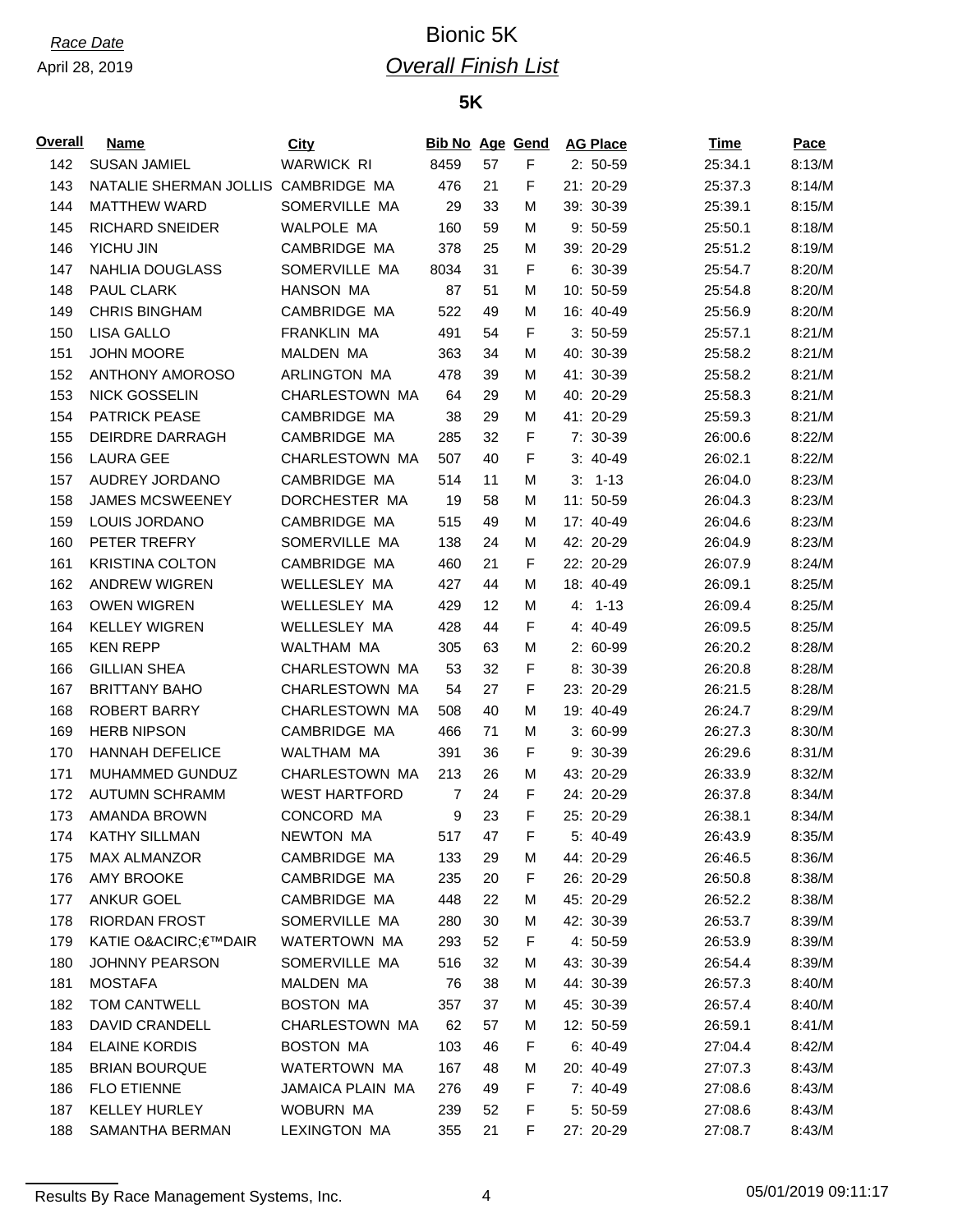*Race Date*
April 28, 2019

# Bionic 5K

## *Overall Finish List*

### 5K

| Overall | Name | City | Bib No | Age | Gend | AG Place | Time | Pace |
|---|---|---|---|---|---|---|---|---|
| 142 | SUSAN JAMIEL | WARWICK RI | 8459 | 57 | F | 2: 50-59 | 25:34.1 | 8:13/M |
| 143 | NATALIE SHERMAN JOLLIS | CAMBRIDGE MA | 476 | 21 | F | 21: 20-29 | 25:37.3 | 8:14/M |
| 144 | MATTHEW WARD | SOMERVILLE MA | 29 | 33 | M | 39: 30-39 | 25:39.1 | 8:15/M |
| 145 | RICHARD SNEIDER | WALPOLE MA | 160 | 59 | M | 9: 50-59 | 25:50.1 | 8:18/M |
| 146 | YICHU JIN | CAMBRIDGE MA | 378 | 25 | M | 39: 20-29 | 25:51.2 | 8:19/M |
| 147 | NAHLIA DOUGLASS | SOMERVILLE MA | 8034 | 31 | F | 6: 30-39 | 25:54.7 | 8:20/M |
| 148 | PAUL CLARK | HANSON MA | 87 | 51 | M | 10: 50-59 | 25:54.8 | 8:20/M |
| 149 | CHRIS BINGHAM | CAMBRIDGE MA | 522 | 49 | M | 16: 40-49 | 25:56.9 | 8:20/M |
| 150 | LISA GALLO | FRANKLIN MA | 491 | 54 | F | 3: 50-59 | 25:57.1 | 8:21/M |
| 151 | JOHN MOORE | MALDEN MA | 363 | 34 | M | 40: 30-39 | 25:58.2 | 8:21/M |
| 152 | ANTHONY AMOROSO | ARLINGTON MA | 478 | 39 | M | 41: 30-39 | 25:58.2 | 8:21/M |
| 153 | NICK GOSSELIN | CHARLESTOWN MA | 64 | 29 | M | 40: 20-29 | 25:58.3 | 8:21/M |
| 154 | PATRICK PEASE | CAMBRIDGE MA | 38 | 29 | M | 41: 20-29 | 25:59.3 | 8:21/M |
| 155 | DEIRDRE DARRAGH | CAMBRIDGE MA | 285 | 32 | F | 7: 30-39 | 26:00.6 | 8:22/M |
| 156 | LAURA GEE | CHARLESTOWN MA | 507 | 40 | F | 3: 40-49 | 26:02.1 | 8:22/M |
| 157 | AUDREY JORDANO | CAMBRIDGE MA | 514 | 11 | M | 3: 1-13 | 26:04.0 | 8:23/M |
| 158 | JAMES MCSWEENEY | DORCHESTER MA | 19 | 58 | M | 11: 50-59 | 26:04.3 | 8:23/M |
| 159 | LOUIS JORDANO | CAMBRIDGE MA | 515 | 49 | M | 17: 40-49 | 26:04.6 | 8:23/M |
| 160 | PETER TREFRY | SOMERVILLE MA | 138 | 24 | M | 42: 20-29 | 26:04.9 | 8:23/M |
| 161 | KRISTINA COLTON | CAMBRIDGE MA | 460 | 21 | F | 22: 20-29 | 26:07.9 | 8:24/M |
| 162 | ANDREW WIGREN | WELLESLEY MA | 427 | 44 | M | 18: 40-49 | 26:09.1 | 8:25/M |
| 163 | OWEN WIGREN | WELLESLEY MA | 429 | 12 | M | 4: 1-13 | 26:09.4 | 8:25/M |
| 164 | KELLEY WIGREN | WELLESLEY MA | 428 | 44 | F | 4: 40-49 | 26:09.5 | 8:25/M |
| 165 | KEN REPP | WALTHAM MA | 305 | 63 | M | 2: 60-99 | 26:20.2 | 8:28/M |
| 166 | GILLIAN SHEA | CHARLESTOWN MA | 53 | 32 | F | 8: 30-39 | 26:20.8 | 8:28/M |
| 167 | BRITTANY BAHO | CHARLESTOWN MA | 54 | 27 | F | 23: 20-29 | 26:21.5 | 8:28/M |
| 168 | ROBERT BARRY | CHARLESTOWN MA | 508 | 40 | M | 19: 40-49 | 26:24.7 | 8:29/M |
| 169 | HERB NIPSON | CAMBRIDGE MA | 466 | 71 | M | 3: 60-99 | 26:27.3 | 8:30/M |
| 170 | HANNAH DEFELICE | WALTHAM MA | 391 | 36 | F | 9: 30-39 | 26:29.6 | 8:31/M |
| 171 | MUHAMMED GUNDUZ | CHARLESTOWN MA | 213 | 26 | M | 43: 20-29 | 26:33.9 | 8:32/M |
| 172 | AUTUMN SCHRAMM | WEST HARTFORD | 7 | 24 | F | 24: 20-29 | 26:37.8 | 8:34/M |
| 173 | AMANDA BROWN | CONCORD MA | 9 | 23 | F | 25: 20-29 | 26:38.1 | 8:34/M |
| 174 | KATHY SILLMAN | NEWTON MA | 517 | 47 | F | 5: 40-49 | 26:43.9 | 8:35/M |
| 175 | MAX ALMANZOR | CAMBRIDGE MA | 133 | 29 | M | 44: 20-29 | 26:46.5 | 8:36/M |
| 176 | AMY BROOKE | CAMBRIDGE MA | 235 | 20 | F | 26: 20-29 | 26:50.8 | 8:38/M |
| 177 | ANKUR GOEL | CAMBRIDGE MA | 448 | 22 | M | 45: 20-29 | 26:52.2 | 8:38/M |
| 178 | RIORDAN FROST | SOMERVILLE MA | 280 | 30 | M | 42: 30-39 | 26:53.7 | 8:39/M |
| 179 | KATIE O&ACIRC;€™DAIR | WATERTOWN MA | 293 | 52 | F | 4: 50-59 | 26:53.9 | 8:39/M |
| 180 | JOHNNY PEARSON | SOMERVILLE MA | 516 | 32 | M | 43: 30-39 | 26:54.4 | 8:39/M |
| 181 | MOSTAFA | MALDEN MA | 76 | 38 | M | 44: 30-39 | 26:57.3 | 8:40/M |
| 182 | TOM CANTWELL | BOSTON MA | 357 | 37 | M | 45: 30-39 | 26:57.4 | 8:40/M |
| 183 | DAVID CRANDELL | CHARLESTOWN MA | 62 | 57 | M | 12: 50-59 | 26:59.1 | 8:41/M |
| 184 | ELAINE KORDIS | BOSTON MA | 103 | 46 | F | 6: 40-49 | 27:04.4 | 8:42/M |
| 185 | BRIAN BOURQUE | WATERTOWN MA | 167 | 48 | M | 20: 40-49 | 27:07.3 | 8:43/M |
| 186 | FLO ETIENNE | JAMAICA PLAIN MA | 276 | 49 | F | 7: 40-49 | 27:08.6 | 8:43/M |
| 187 | KELLEY HURLEY | WOBURN MA | 239 | 52 | F | 5: 50-59 | 27:08.6 | 8:43/M |
| 188 | SAMANTHA BERMAN | LEXINGTON MA | 355 | 21 | F | 27: 20-29 | 27:08.7 | 8:43/M |

Results By Race Management Systems, Inc. 05/01/2019 09:11:17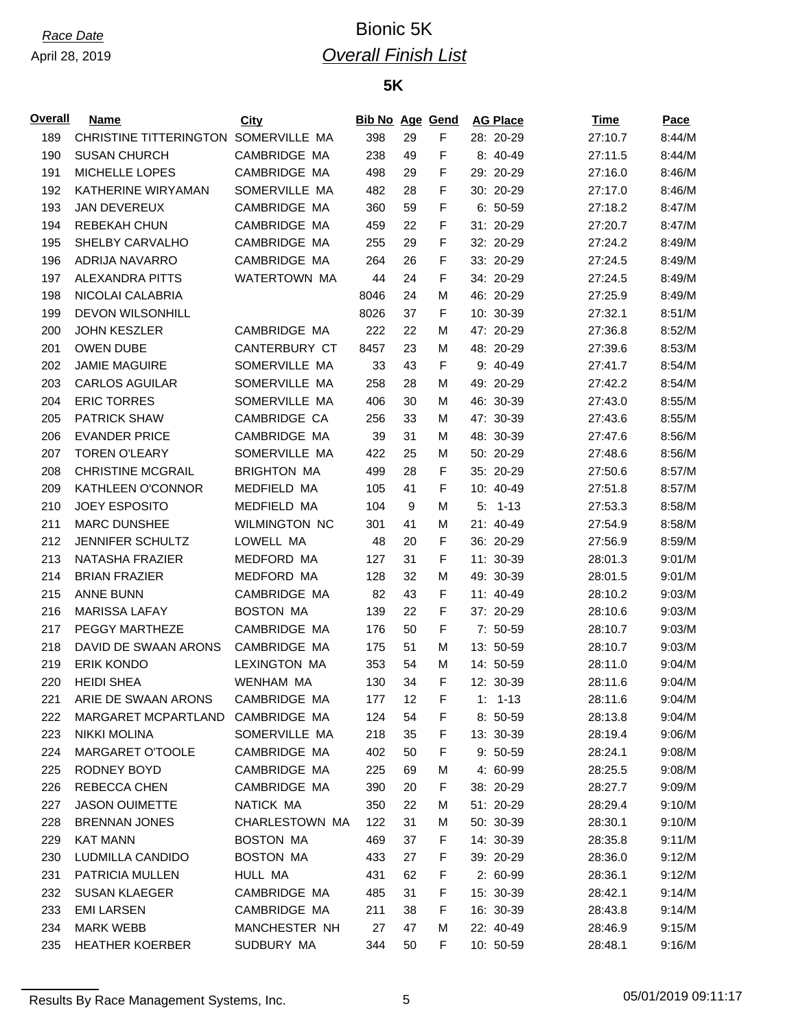*Race Date*

April 28, 2019

# Bionic 5K

## *Overall Finish List*

### 5K

| Overall | Name | City | Bib No | Age | Gend | AG Place | Time | Pace |
|---|---|---|---|---|---|---|---|---|
| 189 | CHRISTINE TITTERINGTON | SOMERVILLE MA | 398 | 29 | F | 28: 20-29 | 27:10.7 | 8:44/M |
| 190 | SUSAN CHURCH | CAMBRIDGE MA | 238 | 49 | F | 8: 40-49 | 27:11.5 | 8:44/M |
| 191 | MICHELLE LOPES | CAMBRIDGE MA | 498 | 29 | F | 29: 20-29 | 27:16.0 | 8:46/M |
| 192 | KATHERINE WIRYAMAN | SOMERVILLE MA | 482 | 28 | F | 30: 20-29 | 27:17.0 | 8:46/M |
| 193 | JAN DEVEREUX | CAMBRIDGE MA | 360 | 59 | F | 6: 50-59 | 27:18.2 | 8:47/M |
| 194 | REBEKAH CHUN | CAMBRIDGE MA | 459 | 22 | F | 31: 20-29 | 27:20.7 | 8:47/M |
| 195 | SHELBY CARVALHO | CAMBRIDGE MA | 255 | 29 | F | 32: 20-29 | 27:24.2 | 8:49/M |
| 196 | ADRIJA NAVARRO | CAMBRIDGE MA | 264 | 26 | F | 33: 20-29 | 27:24.5 | 8:49/M |
| 197 | ALEXANDRA PITTS | WATERTOWN MA | 44 | 24 | F | 34: 20-29 | 27:24.5 | 8:49/M |
| 198 | NICOLAI CALABRIA | | 8046 | 24 | M | 46: 20-29 | 27:25.9 | 8:49/M |
| 199 | DEVON WILSONHILL | | 8026 | 37 | F | 10: 30-39 | 27:32.1 | 8:51/M |
| 200 | JOHN KESZLER | CAMBRIDGE MA | 222 | 22 | M | 47: 20-29 | 27:36.8 | 8:52/M |
| 201 | OWEN DUBE | CANTERBURY CT | 8457 | 23 | M | 48: 20-29 | 27:39.6 | 8:53/M |
| 202 | JAMIE MAGUIRE | SOMERVILLE MA | 33 | 43 | F | 9: 40-49 | 27:41.7 | 8:54/M |
| 203 | CARLOS AGUILAR | SOMERVILLE MA | 258 | 28 | M | 49: 20-29 | 27:42.2 | 8:54/M |
| 204 | ERIC TORRES | SOMERVILLE MA | 406 | 30 | M | 46: 30-39 | 27:43.0 | 8:55/M |
| 205 | PATRICK SHAW | CAMBRIDGE CA | 256 | 33 | M | 47: 30-39 | 27:43.6 | 8:55/M |
| 206 | EVANDER PRICE | CAMBRIDGE MA | 39 | 31 | M | 48: 30-39 | 27:47.6 | 8:56/M |
| 207 | TOREN O'LEARY | SOMERVILLE MA | 422 | 25 | M | 50: 20-29 | 27:48.6 | 8:56/M |
| 208 | CHRISTINE MCGRAIL | BRIGHTON MA | 499 | 28 | F | 35: 20-29 | 27:50.6 | 8:57/M |
| 209 | KATHLEEN O'CONNOR | MEDFIELD MA | 105 | 41 | F | 10: 40-49 | 27:51.8 | 8:57/M |
| 210 | JOEY ESPOSITO | MEDFIELD MA | 104 | 9 | M | 5: 1-13 | 27:53.3 | 8:58/M |
| 211 | MARC DUNSHEE | WILMINGTON NC | 301 | 41 | M | 21: 40-49 | 27:54.9 | 8:58/M |
| 212 | JENNIFER SCHULTZ | LOWELL MA | 48 | 20 | F | 36: 20-29 | 27:56.9 | 8:59/M |
| 213 | NATASHA FRAZIER | MEDFORD MA | 127 | 31 | F | 11: 30-39 | 28:01.3 | 9:01/M |
| 214 | BRIAN FRAZIER | MEDFORD MA | 128 | 32 | M | 49: 30-39 | 28:01.5 | 9:01/M |
| 215 | ANNE BUNN | CAMBRIDGE MA | 82 | 43 | F | 11: 40-49 | 28:10.2 | 9:03/M |
| 216 | MARISSA LAFAY | BOSTON MA | 139 | 22 | F | 37: 20-29 | 28:10.6 | 9:03/M |
| 217 | PEGGY MARTHEZE | CAMBRIDGE MA | 176 | 50 | F | 7: 50-59 | 28:10.7 | 9:03/M |
| 218 | DAVID DE SWAAN ARONS | CAMBRIDGE MA | 175 | 51 | M | 13: 50-59 | 28:10.7 | 9:03/M |
| 219 | ERIK KONDO | LEXINGTON MA | 353 | 54 | M | 14: 50-59 | 28:11.0 | 9:04/M |
| 220 | HEIDI SHEA | WENHAM MA | 130 | 34 | F | 12: 30-39 | 28:11.6 | 9:04/M |
| 221 | ARIE DE SWAAN ARONS | CAMBRIDGE MA | 177 | 12 | F | 1: 1-13 | 28:11.6 | 9:04/M |
| 222 | MARGARET MCPARTLAND | CAMBRIDGE MA | 124 | 54 | F | 8: 50-59 | 28:13.8 | 9:04/M |
| 223 | NIKKI MOLINA | SOMERVILLE MA | 218 | 35 | F | 13: 30-39 | 28:19.4 | 9:06/M |
| 224 | MARGARET O'TOOLE | CAMBRIDGE MA | 402 | 50 | F | 9: 50-59 | 28:24.1 | 9:08/M |
| 225 | RODNEY BOYD | CAMBRIDGE MA | 225 | 69 | M | 4: 60-99 | 28:25.5 | 9:08/M |
| 226 | REBECCA CHEN | CAMBRIDGE MA | 390 | 20 | F | 38: 20-29 | 28:27.7 | 9:09/M |
| 227 | JASON OUIMETTE | NATICK MA | 350 | 22 | M | 51: 20-29 | 28:29.4 | 9:10/M |
| 228 | BRENNAN JONES | CHARLESTOWN MA | 122 | 31 | M | 50: 30-39 | 28:30.1 | 9:10/M |
| 229 | KAT MANN | BOSTON MA | 469 | 37 | F | 14: 30-39 | 28:35.8 | 9:11/M |
| 230 | LUDMILLA CANDIDO | BOSTON MA | 433 | 27 | F | 39: 20-29 | 28:36.0 | 9:12/M |
| 231 | PATRICIA MULLEN | HULL MA | 431 | 62 | F | 2: 60-99 | 28:36.1 | 9:12/M |
| 232 | SUSAN KLAEGER | CAMBRIDGE MA | 485 | 31 | F | 15: 30-39 | 28:42.1 | 9:14/M |
| 233 | EMI LARSEN | CAMBRIDGE MA | 211 | 38 | F | 16: 30-39 | 28:43.8 | 9:14/M |
| 234 | MARK WEBB | MANCHESTER NH | 27 | 47 | M | 22: 40-49 | 28:46.9 | 9:15/M |
| 235 | HEATHER KOERBER | SUDBURY MA | 344 | 50 | F | 10: 50-59 | 28:48.1 | 9:16/M |

Results By Race Management Systems, Inc. 05/01/2019 09:11:17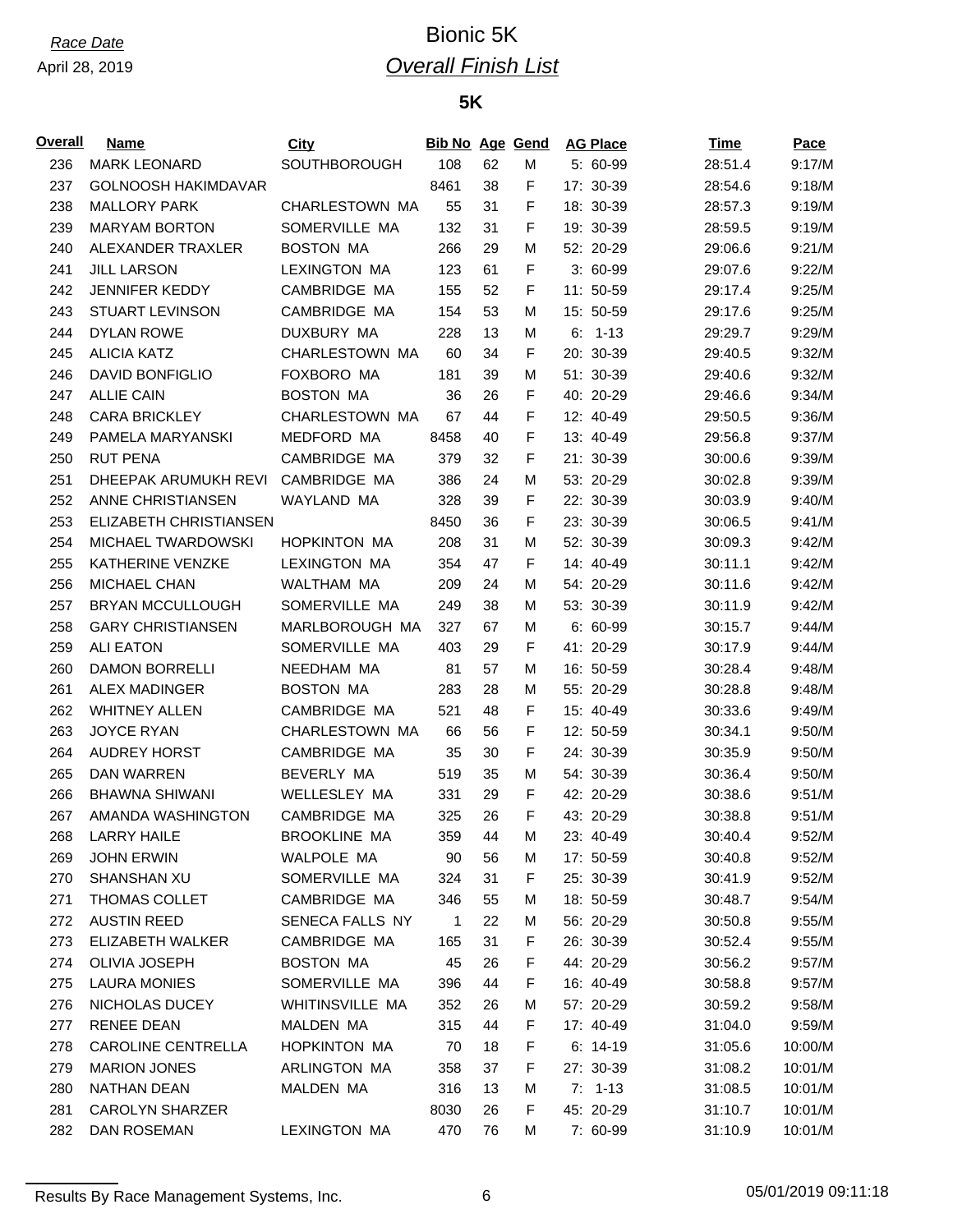*Race Date*

April 28, 2019

# Bionic 5K

## *Overall Finish List*

### 5K

| Overall | Name | City | Bib No | Age | Gend | AG Place | Time | Pace |
|---|---|---|---|---|---|---|---|---|
| 236 | MARK LEONARD | SOUTHBOROUGH | 108 | 62 | M | 5: 60-99 | 28:51.4 | 9:17/M |
| 237 | GOLNOOSH HAKIMDAVAR | | 8461 | 38 | F | 17: 30-39 | 28:54.6 | 9:18/M |
| 238 | MALLORY PARK | CHARLESTOWN MA | 55 | 31 | F | 18: 30-39 | 28:57.3 | 9:19/M |
| 239 | MARYAM BORTON | SOMERVILLE MA | 132 | 31 | F | 19: 30-39 | 28:59.5 | 9:19/M |
| 240 | ALEXANDER TRAXLER | BOSTON MA | 266 | 29 | M | 52: 20-29 | 29:06.6 | 9:21/M |
| 241 | JILL LARSON | LEXINGTON MA | 123 | 61 | F | 3: 60-99 | 29:07.6 | 9:22/M |
| 242 | JENNIFER KEDDY | CAMBRIDGE MA | 155 | 52 | F | 11: 50-59 | 29:17.4 | 9:25/M |
| 243 | STUART LEVINSON | CAMBRIDGE MA | 154 | 53 | M | 15: 50-59 | 29:17.6 | 9:25/M |
| 244 | DYLAN ROWE | DUXBURY MA | 228 | 13 | M | 6: 1-13 | 29:29.7 | 9:29/M |
| 245 | ALICIA KATZ | CHARLESTOWN MA | 60 | 34 | F | 20: 30-39 | 29:40.5 | 9:32/M |
| 246 | DAVID BONFIGLIO | FOXBORO MA | 181 | 39 | M | 51: 30-39 | 29:40.6 | 9:32/M |
| 247 | ALLIE CAIN | BOSTON MA | 36 | 26 | F | 40: 20-29 | 29:46.6 | 9:34/M |
| 248 | CARA BRICKLEY | CHARLESTOWN MA | 67 | 44 | F | 12: 40-49 | 29:50.5 | 9:36/M |
| 249 | PAMELA MARYANSKI | MEDFORD MA | 8458 | 40 | F | 13: 40-49 | 29:56.8 | 9:37/M |
| 250 | RUT PENA | CAMBRIDGE MA | 379 | 32 | F | 21: 30-39 | 30:00.6 | 9:39/M |
| 251 | DHEEPAK ARUMUKH REVI | CAMBRIDGE MA | 386 | 24 | M | 53: 20-29 | 30:02.8 | 9:39/M |
| 252 | ANNE CHRISTIANSEN | WAYLAND MA | 328 | 39 | F | 22: 30-39 | 30:03.9 | 9:40/M |
| 253 | ELIZABETH CHRISTIANSEN | | 8450 | 36 | F | 23: 30-39 | 30:06.5 | 9:41/M |
| 254 | MICHAEL TWARDOWSKI | HOPKINTON MA | 208 | 31 | M | 52: 30-39 | 30:09.3 | 9:42/M |
| 255 | KATHERINE VENZKE | LEXINGTON MA | 354 | 47 | F | 14: 40-49 | 30:11.1 | 9:42/M |
| 256 | MICHAEL CHAN | WALTHAM MA | 209 | 24 | M | 54: 20-29 | 30:11.6 | 9:42/M |
| 257 | BRYAN MCCULLOUGH | SOMERVILLE MA | 249 | 38 | M | 53: 30-39 | 30:11.9 | 9:42/M |
| 258 | GARY CHRISTIANSEN | MARLBOROUGH MA | 327 | 67 | M | 6: 60-99 | 30:15.7 | 9:44/M |
| 259 | ALI EATON | SOMERVILLE MA | 403 | 29 | F | 41: 20-29 | 30:17.9 | 9:44/M |
| 260 | DAMON BORRELLI | NEEDHAM MA | 81 | 57 | M | 16: 50-59 | 30:28.4 | 9:48/M |
| 261 | ALEX MADINGER | BOSTON MA | 283 | 28 | M | 55: 20-29 | 30:28.8 | 9:48/M |
| 262 | WHITNEY ALLEN | CAMBRIDGE MA | 521 | 48 | F | 15: 40-49 | 30:33.6 | 9:49/M |
| 263 | JOYCE RYAN | CHARLESTOWN MA | 66 | 56 | F | 12: 50-59 | 30:34.1 | 9:50/M |
| 264 | AUDREY HORST | CAMBRIDGE MA | 35 | 30 | F | 24: 30-39 | 30:35.9 | 9:50/M |
| 265 | DAN WARREN | BEVERLY MA | 519 | 35 | M | 54: 30-39 | 30:36.4 | 9:50/M |
| 266 | BHAWNA SHIWANI | WELLESLEY MA | 331 | 29 | F | 42: 20-29 | 30:38.6 | 9:51/M |
| 267 | AMANDA WASHINGTON | CAMBRIDGE MA | 325 | 26 | F | 43: 20-29 | 30:38.8 | 9:51/M |
| 268 | LARRY HAILE | BROOKLINE MA | 359 | 44 | M | 23: 40-49 | 30:40.4 | 9:52/M |
| 269 | JOHN ERWIN | WALPOLE MA | 90 | 56 | M | 17: 50-59 | 30:40.8 | 9:52/M |
| 270 | SHANSHAN XU | SOMERVILLE MA | 324 | 31 | F | 25: 30-39 | 30:41.9 | 9:52/M |
| 271 | THOMAS COLLET | CAMBRIDGE MA | 346 | 55 | M | 18: 50-59 | 30:48.7 | 9:54/M |
| 272 | AUSTIN REED | SENECA FALLS NY | 1 | 22 | M | 56: 20-29 | 30:50.8 | 9:55/M |
| 273 | ELIZABETH WALKER | CAMBRIDGE MA | 165 | 31 | F | 26: 30-39 | 30:52.4 | 9:55/M |
| 274 | OLIVIA JOSEPH | BOSTON MA | 45 | 26 | F | 44: 20-29 | 30:56.2 | 9:57/M |
| 275 | LAURA MONIES | SOMERVILLE MA | 396 | 44 | F | 16: 40-49 | 30:58.8 | 9:57/M |
| 276 | NICHOLAS DUCEY | WHITINSVILLE MA | 352 | 26 | M | 57: 20-29 | 30:59.2 | 9:58/M |
| 277 | RENEE DEAN | MALDEN MA | 315 | 44 | F | 17: 40-49 | 31:04.0 | 9:59/M |
| 278 | CAROLINE CENTRELLA | HOPKINTON MA | 70 | 18 | F | 6: 14-19 | 31:05.6 | 10:00/M |
| 279 | MARION JONES | ARLINGTON MA | 358 | 37 | F | 27: 30-39 | 31:08.2 | 10:01/M |
| 280 | NATHAN DEAN | MALDEN MA | 316 | 13 | M | 7: 1-13 | 31:08.5 | 10:01/M |
| 281 | CAROLYN SHARZER | | 8030 | 26 | F | 45: 20-29 | 31:10.7 | 10:01/M |
| 282 | DAN ROSEMAN | LEXINGTON MA | 470 | 76 | M | 7: 60-99 | 31:10.9 | 10:01/M |

Results By Race Management Systems, Inc. 05/01/2019 09:11:18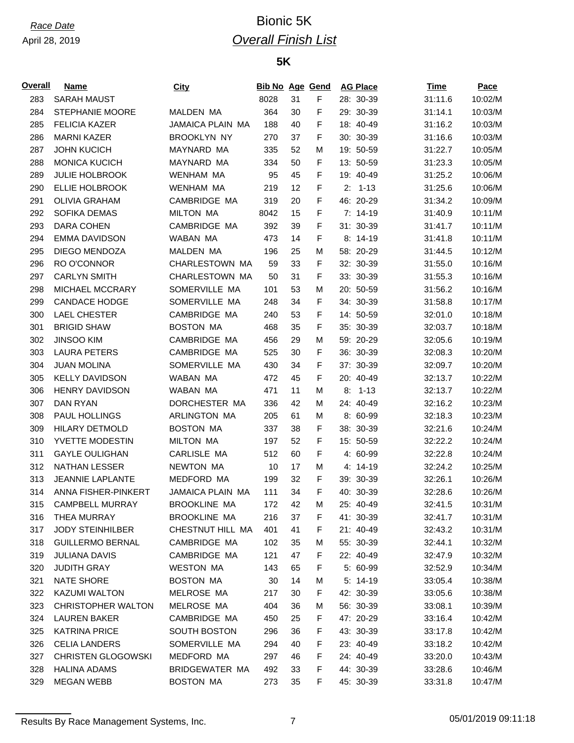*Race Date*
April 28, 2019

# Bionic 5K

## *Overall Finish List*

### 5K

| Overall | Name | City | Bib No | Age | Gend | AG Place | Time | Pace |
|---|---|---|---|---|---|---|---|---|
| 283 | SARAH MAUST | | 8028 | 31 | F | 28: 30-39 | 31:11.6 | 10:02/M |
| 284 | STEPHANIE MOORE | MALDEN MA | 364 | 30 | F | 29: 30-39 | 31:14.1 | 10:03/M |
| 285 | FELICIA KAZER | JAMAICA PLAIN MA | 188 | 40 | F | 18: 40-49 | 31:16.2 | 10:03/M |
| 286 | MARNI KAZER | BROOKLYN NY | 270 | 37 | F | 30: 30-39 | 31:16.6 | 10:03/M |
| 287 | JOHN KUCICH | MAYNARD MA | 335 | 52 | M | 19: 50-59 | 31:22.7 | 10:05/M |
| 288 | MONICA KUCICH | MAYNARD MA | 334 | 50 | F | 13: 50-59 | 31:23.3 | 10:05/M |
| 289 | JULIE HOLBROOK | WENHAM MA | 95 | 45 | F | 19: 40-49 | 31:25.2 | 10:06/M |
| 290 | ELLIE HOLBROOK | WENHAM MA | 219 | 12 | F | 2: 1-13 | 31:25.6 | 10:06/M |
| 291 | OLIVIA GRAHAM | CAMBRIDGE MA | 319 | 20 | F | 46: 20-29 | 31:34.2 | 10:09/M |
| 292 | SOFIKA DEMAS | MILTON MA | 8042 | 15 | F | 7: 14-19 | 31:40.9 | 10:11/M |
| 293 | DARA COHEN | CAMBRIDGE MA | 392 | 39 | F | 31: 30-39 | 31:41.7 | 10:11/M |
| 294 | EMMA DAVIDSON | WABAN MA | 473 | 14 | F | 8: 14-19 | 31:41.8 | 10:11/M |
| 295 | DIEGO MENDOZA | MALDEN MA | 196 | 25 | M | 58: 20-29 | 31:44.5 | 10:12/M |
| 296 | RO O'CONNOR | CHARLESTOWN MA | 59 | 33 | F | 32: 30-39 | 31:55.0 | 10:16/M |
| 297 | CARLYN SMITH | CHARLESTOWN MA | 50 | 31 | F | 33: 30-39 | 31:55.3 | 10:16/M |
| 298 | MICHAEL MCCRARY | SOMERVILLE MA | 101 | 53 | M | 20: 50-59 | 31:56.2 | 10:16/M |
| 299 | CANDACE HODGE | SOMERVILLE MA | 248 | 34 | F | 34: 30-39 | 31:58.8 | 10:17/M |
| 300 | LAEL CHESTER | CAMBRIDGE MA | 240 | 53 | F | 14: 50-59 | 32:01.0 | 10:18/M |
| 301 | BRIGID SHAW | BOSTON MA | 468 | 35 | F | 35: 30-39 | 32:03.7 | 10:18/M |
| 302 | JINSOO KIM | CAMBRIDGE MA | 456 | 29 | M | 59: 20-29 | 32:05.6 | 10:19/M |
| 303 | LAURA PETERS | CAMBRIDGE MA | 525 | 30 | F | 36: 30-39 | 32:08.3 | 10:20/M |
| 304 | JUAN MOLINA | SOMERVILLE MA | 430 | 34 | F | 37: 30-39 | 32:09.7 | 10:20/M |
| 305 | KELLY DAVIDSON | WABAN MA | 472 | 45 | F | 20: 40-49 | 32:13.7 | 10:22/M |
| 306 | HENRY DAVIDSON | WABAN MA | 471 | 11 | M | 8: 1-13 | 32:13.7 | 10:22/M |
| 307 | DAN RYAN | DORCHESTER MA | 336 | 42 | M | 24: 40-49 | 32:16.2 | 10:23/M |
| 308 | PAUL HOLLINGS | ARLINGTON MA | 205 | 61 | M | 8: 60-99 | 32:18.3 | 10:23/M |
| 309 | HILARY DETMOLD | BOSTON MA | 337 | 38 | F | 38: 30-39 | 32:21.6 | 10:24/M |
| 310 | YVETTE MODESTIN | MILTON MA | 197 | 52 | F | 15: 50-59 | 32:22.2 | 10:24/M |
| 311 | GAYLE OULIGHAN | CARLISLE MA | 512 | 60 | F | 4: 60-99 | 32:22.8 | 10:24/M |
| 312 | NATHAN LESSER | NEWTON MA | 10 | 17 | M | 4: 14-19 | 32:24.2 | 10:25/M |
| 313 | JEANNIE LAPLANTE | MEDFORD MA | 199 | 32 | F | 39: 30-39 | 32:26.1 | 10:26/M |
| 314 | ANNA FISHER-PINKERT | JAMAICA PLAIN MA | 111 | 34 | F | 40: 30-39 | 32:28.6 | 10:26/M |
| 315 | CAMPBELL MURRAY | BROOKLINE MA | 172 | 42 | M | 25: 40-49 | 32:41.5 | 10:31/M |
| 316 | THEA MURRAY | BROOKLINE MA | 216 | 37 | F | 41: 30-39 | 32:41.7 | 10:31/M |
| 317 | JODY STEINHILBER | CHESTNUT HILL MA | 401 | 41 | F | 21: 40-49 | 32:43.2 | 10:31/M |
| 318 | GUILLERMO BERNAL | CAMBRIDGE MA | 102 | 35 | M | 55: 30-39 | 32:44.1 | 10:32/M |
| 319 | JULIANA DAVIS | CAMBRIDGE MA | 121 | 47 | F | 22: 40-49 | 32:47.9 | 10:32/M |
| 320 | JUDITH GRAY | WESTON MA | 143 | 65 | F | 5: 60-99 | 32:52.9 | 10:34/M |
| 321 | NATE SHORE | BOSTON MA | 30 | 14 | M | 5: 14-19 | 33:05.4 | 10:38/M |
| 322 | KAZUMI WALTON | MELROSE MA | 217 | 30 | F | 42: 30-39 | 33:05.6 | 10:38/M |
| 323 | CHRISTOPHER WALTON | MELROSE MA | 404 | 36 | M | 56: 30-39 | 33:08.1 | 10:39/M |
| 324 | LAUREN BAKER | CAMBRIDGE MA | 450 | 25 | F | 47: 20-29 | 33:16.4 | 10:42/M |
| 325 | KATRINA PRICE | SOUTH BOSTON | 296 | 36 | F | 43: 30-39 | 33:17.8 | 10:42/M |
| 326 | CELIA LANDERS | SOMERVILLE MA | 294 | 40 | F | 23: 40-49 | 33:18.2 | 10:42/M |
| 327 | CHRISTEN GLOGOWSKI | MEDFORD MA | 297 | 46 | F | 24: 40-49 | 33:20.0 | 10:43/M |
| 328 | HALINA ADAMS | BRIDGEWATER MA | 492 | 33 | F | 44: 30-39 | 33:28.6 | 10:46/M |
| 329 | MEGAN WEBB | BOSTON MA | 273 | 35 | F | 45: 30-39 | 33:31.8 | 10:47/M |

Results By Race Management Systems, Inc. 05/01/2019 09:11:18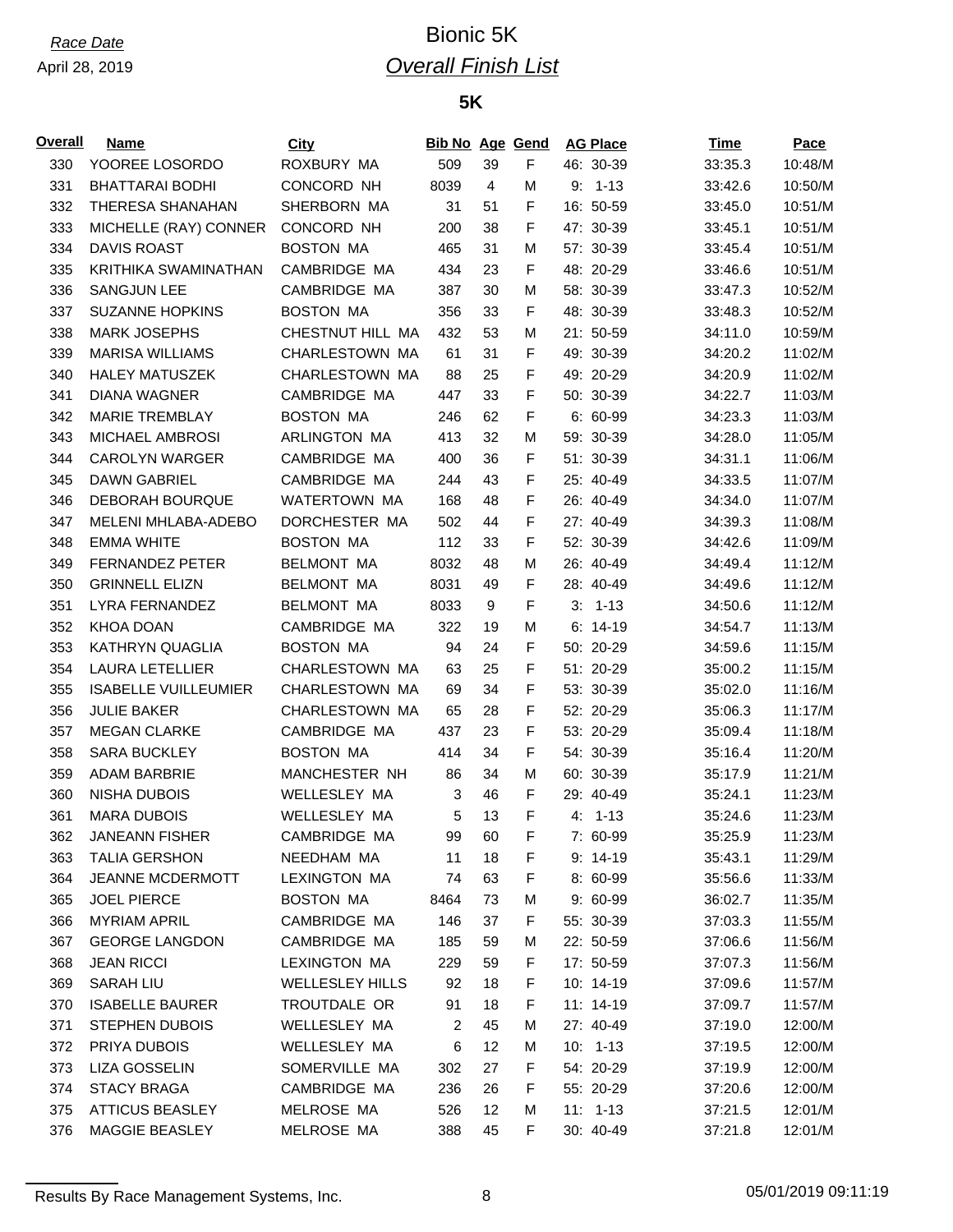*Race Date*
April 28, 2019

# Bionic 5K

## *Overall Finish List*

### 5K

| Overall | Name | City | Bib No | Age | Gend | AG Place | Time | Pace |
|---|---|---|---|---|---|---|---|---|
| 330 | YOOREE LOSORDO | ROXBURY MA | 509 | 39 | F | 46: 30-39 | 33:35.3 | 10:48/M |
| 331 | BHATTARAI BODHI | CONCORD NH | 8039 | 4 | M | 9: 1-13 | 33:42.6 | 10:50/M |
| 332 | THERESA SHANAHAN | SHERBORN MA | 31 | 51 | F | 16: 50-59 | 33:45.0 | 10:51/M |
| 333 | MICHELLE (RAY) CONNER | CONCORD NH | 200 | 38 | F | 47: 30-39 | 33:45.1 | 10:51/M |
| 334 | DAVIS ROAST | BOSTON MA | 465 | 31 | M | 57: 30-39 | 33:45.4 | 10:51/M |
| 335 | KRITHIKA SWAMINATHAN | CAMBRIDGE MA | 434 | 23 | F | 48: 20-29 | 33:46.6 | 10:51/M |
| 336 | SANGJUN LEE | CAMBRIDGE MA | 387 | 30 | M | 58: 30-39 | 33:47.3 | 10:52/M |
| 337 | SUZANNE HOPKINS | BOSTON MA | 356 | 33 | F | 48: 30-39 | 33:48.3 | 10:52/M |
| 338 | MARK JOSEPHS | CHESTNUT HILL MA | 432 | 53 | M | 21: 50-59 | 34:11.0 | 10:59/M |
| 339 | MARISA WILLIAMS | CHARLESTOWN MA | 61 | 31 | F | 49: 30-39 | 34:20.2 | 11:02/M |
| 340 | HALEY MATUSZEK | CHARLESTOWN MA | 88 | 25 | F | 49: 20-29 | 34:20.9 | 11:02/M |
| 341 | DIANA WAGNER | CAMBRIDGE MA | 447 | 33 | F | 50: 30-39 | 34:22.7 | 11:03/M |
| 342 | MARIE TREMBLAY | BOSTON MA | 246 | 62 | F | 6: 60-99 | 34:23.3 | 11:03/M |
| 343 | MICHAEL AMBROSI | ARLINGTON MA | 413 | 32 | M | 59: 30-39 | 34:28.0 | 11:05/M |
| 344 | CAROLYN WARGER | CAMBRIDGE MA | 400 | 36 | F | 51: 30-39 | 34:31.1 | 11:06/M |
| 345 | DAWN GABRIEL | CAMBRIDGE MA | 244 | 43 | F | 25: 40-49 | 34:33.5 | 11:07/M |
| 346 | DEBORAH BOURQUE | WATERTOWN MA | 168 | 48 | F | 26: 40-49 | 34:34.0 | 11:07/M |
| 347 | MELENI MHLABA-ADEBO | DORCHESTER MA | 502 | 44 | F | 27: 40-49 | 34:39.3 | 11:08/M |
| 348 | EMMA WHITE | BOSTON MA | 112 | 33 | F | 52: 30-39 | 34:42.6 | 11:09/M |
| 349 | FERNANDEZ PETER | BELMONT MA | 8032 | 48 | M | 26: 40-49 | 34:49.4 | 11:12/M |
| 350 | GRINNELL ELIZN | BELMONT MA | 8031 | 49 | F | 28: 40-49 | 34:49.6 | 11:12/M |
| 351 | LYRA FERNANDEZ | BELMONT MA | 8033 | 9 | F | 3: 1-13 | 34:50.6 | 11:12/M |
| 352 | KHOA DOAN | CAMBRIDGE MA | 322 | 19 | M | 6: 14-19 | 34:54.7 | 11:13/M |
| 353 | KATHRYN QUAGLIA | BOSTON MA | 94 | 24 | F | 50: 20-29 | 34:59.6 | 11:15/M |
| 354 | LAURA LETELLIER | CHARLESTOWN MA | 63 | 25 | F | 51: 20-29 | 35:00.2 | 11:15/M |
| 355 | ISABELLE VUILLEUMIER | CHARLESTOWN MA | 69 | 34 | F | 53: 30-39 | 35:02.0 | 11:16/M |
| 356 | JULIE BAKER | CHARLESTOWN MA | 65 | 28 | F | 52: 20-29 | 35:06.3 | 11:17/M |
| 357 | MEGAN CLARKE | CAMBRIDGE MA | 437 | 23 | F | 53: 20-29 | 35:09.4 | 11:18/M |
| 358 | SARA BUCKLEY | BOSTON MA | 414 | 34 | F | 54: 30-39 | 35:16.4 | 11:20/M |
| 359 | ADAM BARBRIE | MANCHESTER NH | 86 | 34 | M | 60: 30-39 | 35:17.9 | 11:21/M |
| 360 | NISHA DUBOIS | WELLESLEY MA | 3 | 46 | F | 29: 40-49 | 35:24.1 | 11:23/M |
| 361 | MARA DUBOIS | WELLESLEY MA | 5 | 13 | F | 4: 1-13 | 35:24.6 | 11:23/M |
| 362 | JANEANN FISHER | CAMBRIDGE MA | 99 | 60 | F | 7: 60-99 | 35:25.9 | 11:23/M |
| 363 | TALIA GERSHON | NEEDHAM MA | 11 | 18 | F | 9: 14-19 | 35:43.1 | 11:29/M |
| 364 | JEANNE MCDERMOTT | LEXINGTON MA | 74 | 63 | F | 8: 60-99 | 35:56.6 | 11:33/M |
| 365 | JOEL PIERCE | BOSTON MA | 8464 | 73 | M | 9: 60-99 | 36:02.7 | 11:35/M |
| 366 | MYRIAM APRIL | CAMBRIDGE MA | 146 | 37 | F | 55: 30-39 | 37:03.3 | 11:55/M |
| 367 | GEORGE LANGDON | CAMBRIDGE MA | 185 | 59 | M | 22: 50-59 | 37:06.6 | 11:56/M |
| 368 | JEAN RICCI | LEXINGTON MA | 229 | 59 | F | 17: 50-59 | 37:07.3 | 11:56/M |
| 369 | SARAH LIU | WELLESLEY HILLS | 92 | 18 | F | 10: 14-19 | 37:09.6 | 11:57/M |
| 370 | ISABELLE BAURER | TROUTDALE OR | 91 | 18 | F | 11: 14-19 | 37:09.7 | 11:57/M |
| 371 | STEPHEN DUBOIS | WELLESLEY MA | 2 | 45 | M | 27: 40-49 | 37:19.0 | 12:00/M |
| 372 | PRIYA DUBOIS | WELLESLEY MA | 6 | 12 | M | 10: 1-13 | 37:19.5 | 12:00/M |
| 373 | LIZA GOSSELIN | SOMERVILLE MA | 302 | 27 | F | 54: 20-29 | 37:19.9 | 12:00/M |
| 374 | STACY BRAGA | CAMBRIDGE MA | 236 | 26 | F | 55: 20-29 | 37:20.6 | 12:00/M |
| 375 | ATTICUS BEASLEY | MELROSE MA | 526 | 12 | M | 11: 1-13 | 37:21.5 | 12:01/M |
| 376 | MAGGIE BEASLEY | MELROSE MA | 388 | 45 | F | 30: 40-49 | 37:21.8 | 12:01/M |

Results By Race Management Systems, Inc. 05/01/2019 09:11:19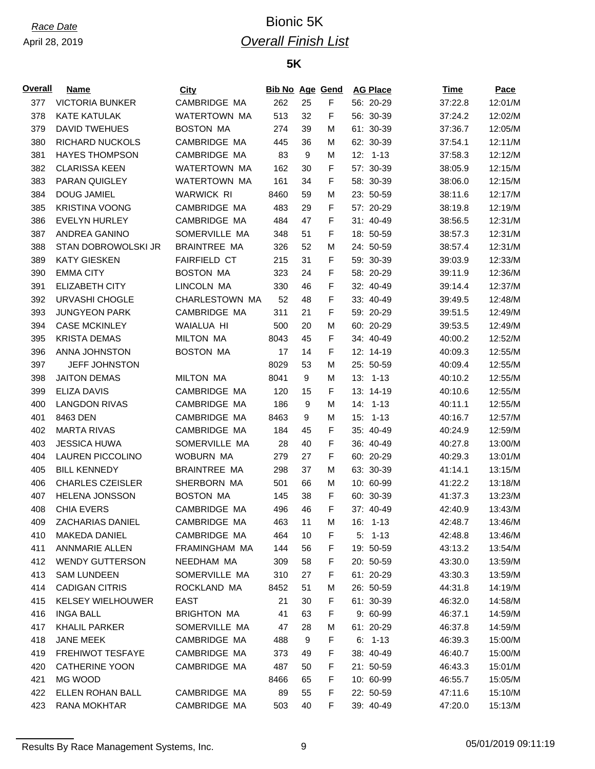*Race Date*

April 28, 2019

# Bionic 5K

## *Overall Finish List*

### 5K

| Overall | Name | City | Bib No | Age | Gend | AG Place | Time | Pace |
|---|---|---|---|---|---|---|---|---|
| 377 | VICTORIA BUNKER | CAMBRIDGE MA | 262 | 25 | F | 56: 20-29 | 37:22.8 | 12:01/M |
| 378 | KATE KATULAK | WATERTOWN MA | 513 | 32 | F | 56: 30-39 | 37:24.2 | 12:02/M |
| 379 | DAVID TWEHUES | BOSTON MA | 274 | 39 | M | 61: 30-39 | 37:36.7 | 12:05/M |
| 380 | RICHARD NUCKOLS | CAMBRIDGE MA | 445 | 36 | M | 62: 30-39 | 37:54.1 | 12:11/M |
| 381 | HAYES THOMPSON | CAMBRIDGE MA | 83 | 9 | M | 12: 1-13 | 37:58.3 | 12:12/M |
| 382 | CLARISSA KEEN | WATERTOWN MA | 162 | 30 | F | 57: 30-39 | 38:05.9 | 12:15/M |
| 383 | PARAN QUIGLEY | WATERTOWN MA | 161 | 34 | F | 58: 30-39 | 38:06.0 | 12:15/M |
| 384 | DOUG JAMIEL | WARWICK RI | 8460 | 59 | M | 23: 50-59 | 38:11.6 | 12:17/M |
| 385 | KRISTINA VOONG | CAMBRIDGE MA | 483 | 29 | F | 57: 20-29 | 38:19.8 | 12:19/M |
| 386 | EVELYN HURLEY | CAMBRIDGE MA | 484 | 47 | F | 31: 40-49 | 38:56.5 | 12:31/M |
| 387 | ANDREA GANINO | SOMERVILLE MA | 348 | 51 | F | 18: 50-59 | 38:57.3 | 12:31/M |
| 388 | STAN DOBROWOLSKI JR | BRAINTREE MA | 326 | 52 | M | 24: 50-59 | 38:57.4 | 12:31/M |
| 389 | KATY GIESKEN | FAIRFIELD CT | 215 | 31 | F | 59: 30-39 | 39:03.9 | 12:33/M |
| 390 | EMMA CITY | BOSTON MA | 323 | 24 | F | 58: 20-29 | 39:11.9 | 12:36/M |
| 391 | ELIZABETH CITY | LINCOLN MA | 330 | 46 | F | 32: 40-49 | 39:14.4 | 12:37/M |
| 392 | URVASHI CHOGLE | CHARLESTOWN MA | 52 | 48 | F | 33: 40-49 | 39:49.5 | 12:48/M |
| 393 | JUNGYEON PARK | CAMBRIDGE MA | 311 | 21 | F | 59: 20-29 | 39:51.5 | 12:49/M |
| 394 | CASE MCKINLEY | WAIALUA HI | 500 | 20 | M | 60: 20-29 | 39:53.5 | 12:49/M |
| 395 | KRISTA DEMAS | MILTON MA | 8043 | 45 | F | 34: 40-49 | 40:00.2 | 12:52/M |
| 396 | ANNA JOHNSTON | BOSTON MA | 17 | 14 | F | 12: 14-19 | 40:09.3 | 12:55/M |
| 397 | JEFF JOHNSTON | | 8029 | 53 | M | 25: 50-59 | 40:09.4 | 12:55/M |
| 398 | JAITON DEMAS | MILTON MA | 8041 | 9 | M | 13: 1-13 | 40:10.2 | 12:55/M |
| 399 | ELIZA DAVIS | CAMBRIDGE MA | 120 | 15 | F | 13: 14-19 | 40:10.6 | 12:55/M |
| 400 | LANGDON RIVAS | CAMBRIDGE MA | 186 | 9 | M | 14: 1-13 | 40:11.1 | 12:55/M |
| 401 | 8463 DEN | CAMBRIDGE MA | 8463 | 9 | M | 15: 1-13 | 40:16.7 | 12:57/M |
| 402 | MARTA RIVAS | CAMBRIDGE MA | 184 | 45 | F | 35: 40-49 | 40:24.9 | 12:59/M |
| 403 | JESSICA HUWA | SOMERVILLE MA | 28 | 40 | F | 36: 40-49 | 40:27.8 | 13:00/M |
| 404 | LAUREN PICCOLINO | WOBURN MA | 279 | 27 | F | 60: 20-29 | 40:29.3 | 13:01/M |
| 405 | BILL KENNEDY | BRAINTREE MA | 298 | 37 | M | 63: 30-39 | 41:14.1 | 13:15/M |
| 406 | CHARLES CZEISLER | SHERBORN MA | 501 | 66 | M | 10: 60-99 | 41:22.2 | 13:18/M |
| 407 | HELENA JONSSON | BOSTON MA | 145 | 38 | F | 60: 30-39 | 41:37.3 | 13:23/M |
| 408 | CHIA EVERS | CAMBRIDGE MA | 496 | 46 | F | 37: 40-49 | 42:40.9 | 13:43/M |
| 409 | ZACHARIAS DANIEL | CAMBRIDGE MA | 463 | 11 | M | 16: 1-13 | 42:48.7 | 13:46/M |
| 410 | MAKEDA DANIEL | CAMBRIDGE MA | 464 | 10 | F | 5: 1-13 | 42:48.8 | 13:46/M |
| 411 | ANNMARIE ALLEN | FRAMINGHAM MA | 144 | 56 | F | 19: 50-59 | 43:13.2 | 13:54/M |
| 412 | WENDY GUTTERSON | NEEDHAM MA | 309 | 58 | F | 20: 50-59 | 43:30.0 | 13:59/M |
| 413 | SAM LUNDEEN | SOMERVILLE MA | 310 | 27 | F | 61: 20-29 | 43:30.3 | 13:59/M |
| 414 | CADIGAN CITRIS | ROCKLAND MA | 8452 | 51 | M | 26: 50-59 | 44:31.8 | 14:19/M |
| 415 | KELSEY WIELHOUWER | EAST | 21 | 30 | F | 61: 30-39 | 46:32.0 | 14:58/M |
| 416 | INGA BALL | BRIGHTON MA | 41 | 63 | F | 9: 60-99 | 46:37.1 | 14:59/M |
| 417 | KHALIL PARKER | SOMERVILLE MA | 47 | 28 | M | 61: 20-29 | 46:37.8 | 14:59/M |
| 418 | JANE MEEK | CAMBRIDGE MA | 488 | 9 | F | 6: 1-13 | 46:39.3 | 15:00/M |
| 419 | FREHIWOT TESFAYE | CAMBRIDGE MA | 373 | 49 | F | 38: 40-49 | 46:40.7 | 15:00/M |
| 420 | CATHERINE YOON | CAMBRIDGE MA | 487 | 50 | F | 21: 50-59 | 46:43.3 | 15:01/M |
| 421 | MG WOOD | | 8466 | 65 | F | 10: 60-99 | 46:55.7 | 15:05/M |
| 422 | ELLEN ROHAN BALL | CAMBRIDGE MA | 89 | 55 | F | 22: 50-59 | 47:11.6 | 15:10/M |
| 423 | RANA MOKHTAR | CAMBRIDGE MA | 503 | 40 | F | 39: 40-49 | 47:20.0 | 15:13/M |

Results By Race Management Systems, Inc. 05/01/2019 09:11:19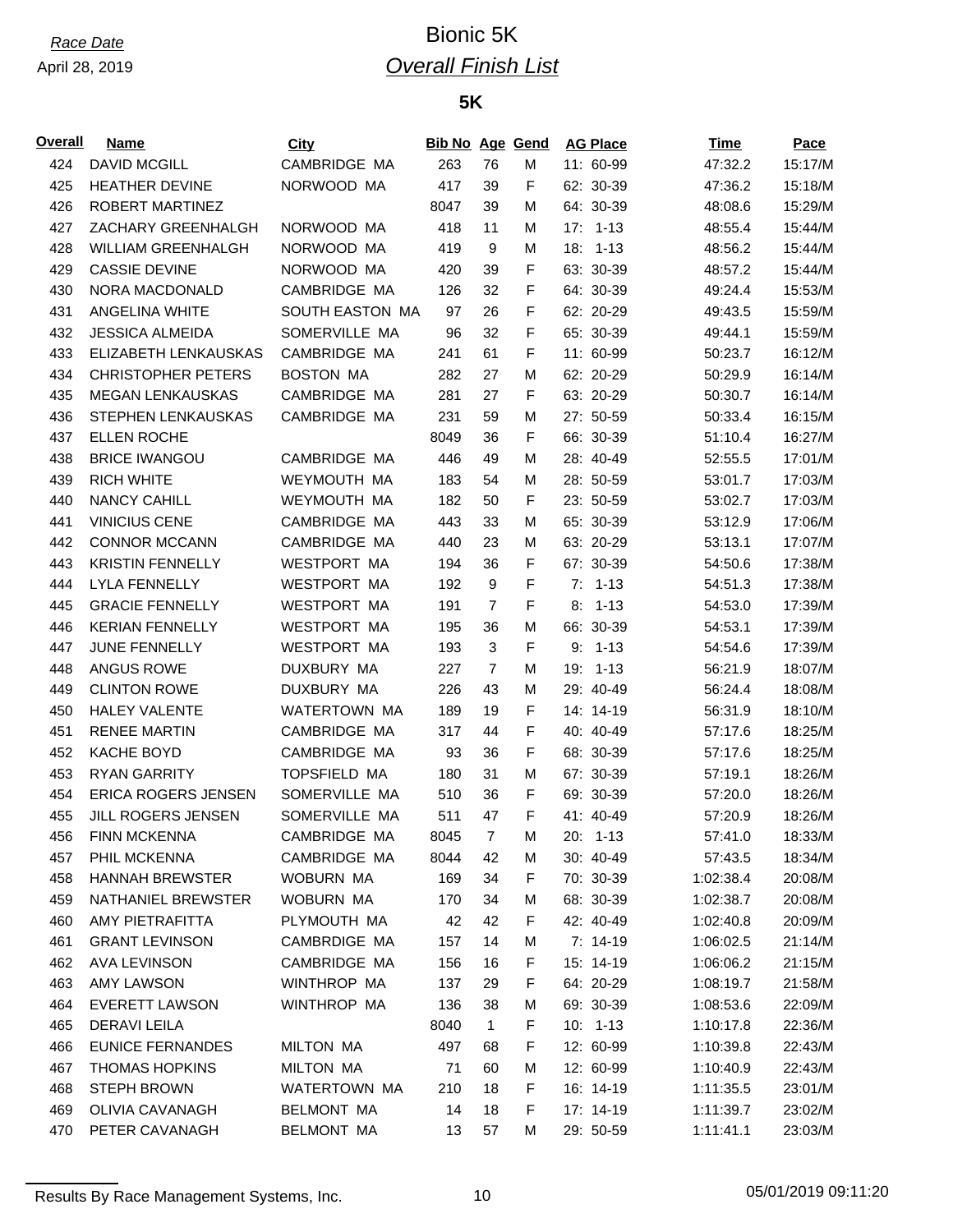*Race Date*

April 28, 2019

# Bionic 5K

## *Overall Finish List*

### 5K

| Overall | Name | City | Bib No | Age | Gend | AG Place | Time | Pace |
|---|---|---|---|---|---|---|---|---|
| 424 | DAVID MCGILL | CAMBRIDGE MA | 263 | 76 | M | 11: 60-99 | 47:32.2 | 15:17/M |
| 425 | HEATHER DEVINE | NORWOOD MA | 417 | 39 | F | 62: 30-39 | 47:36.2 | 15:18/M |
| 426 | ROBERT MARTINEZ | | 8047 | 39 | M | 64: 30-39 | 48:08.6 | 15:29/M |
| 427 | ZACHARY GREENHALGH | NORWOOD MA | 418 | 11 | M | 17: 1-13 | 48:55.4 | 15:44/M |
| 428 | WILLIAM GREENHALGH | NORWOOD MA | 419 | 9 | M | 18: 1-13 | 48:56.2 | 15:44/M |
| 429 | CASSIE DEVINE | NORWOOD MA | 420 | 39 | F | 63: 30-39 | 48:57.2 | 15:44/M |
| 430 | NORA MACDONALD | CAMBRIDGE MA | 126 | 32 | F | 64: 30-39 | 49:24.4 | 15:53/M |
| 431 | ANGELINA WHITE | SOUTH EASTON MA | 97 | 26 | F | 62: 20-29 | 49:43.5 | 15:59/M |
| 432 | JESSICA ALMEIDA | SOMERVILLE MA | 96 | 32 | F | 65: 30-39 | 49:44.1 | 15:59/M |
| 433 | ELIZABETH LENKAUSKAS | CAMBRIDGE MA | 241 | 61 | F | 11: 60-99 | 50:23.7 | 16:12/M |
| 434 | CHRISTOPHER PETERS | BOSTON MA | 282 | 27 | M | 62: 20-29 | 50:29.9 | 16:14/M |
| 435 | MEGAN LENKAUSKAS | CAMBRIDGE MA | 281 | 27 | F | 63: 20-29 | 50:30.7 | 16:14/M |
| 436 | STEPHEN LENKAUSKAS | CAMBRIDGE MA | 231 | 59 | M | 27: 50-59 | 50:33.4 | 16:15/M |
| 437 | ELLEN ROCHE | | 8049 | 36 | F | 66: 30-39 | 51:10.4 | 16:27/M |
| 438 | BRICE IWANGOU | CAMBRIDGE MA | 446 | 49 | M | 28: 40-49 | 52:55.5 | 17:01/M |
| 439 | RICH WHITE | WEYMOUTH MA | 183 | 54 | M | 28: 50-59 | 53:01.7 | 17:03/M |
| 440 | NANCY CAHILL | WEYMOUTH MA | 182 | 50 | F | 23: 50-59 | 53:02.7 | 17:03/M |
| 441 | VINICIUS CENE | CAMBRIDGE MA | 443 | 33 | M | 65: 30-39 | 53:12.9 | 17:06/M |
| 442 | CONNOR MCCANN | CAMBRIDGE MA | 440 | 23 | M | 63: 20-29 | 53:13.1 | 17:07/M |
| 443 | KRISTIN FENNELLY | WESTPORT MA | 194 | 36 | F | 67: 30-39 | 54:50.6 | 17:38/M |
| 444 | LYLA FENNELLY | WESTPORT MA | 192 | 9 | F | 7: 1-13 | 54:51.3 | 17:38/M |
| 445 | GRACIE FENNELLY | WESTPORT MA | 191 | 7 | F | 8: 1-13 | 54:53.0 | 17:39/M |
| 446 | KERIAN FENNELLY | WESTPORT MA | 195 | 36 | M | 66: 30-39 | 54:53.1 | 17:39/M |
| 447 | JUNE FENNELLY | WESTPORT MA | 193 | 3 | F | 9: 1-13 | 54:54.6 | 17:39/M |
| 448 | ANGUS ROWE | DUXBURY MA | 227 | 7 | M | 19: 1-13 | 56:21.9 | 18:07/M |
| 449 | CLINTON ROWE | DUXBURY MA | 226 | 43 | M | 29: 40-49 | 56:24.4 | 18:08/M |
| 450 | HALEY VALENTE | WATERTOWN MA | 189 | 19 | F | 14: 14-19 | 56:31.9 | 18:10/M |
| 451 | RENEE MARTIN | CAMBRIDGE MA | 317 | 44 | F | 40: 40-49 | 57:17.6 | 18:25/M |
| 452 | KACHE BOYD | CAMBRIDGE MA | 93 | 36 | F | 68: 30-39 | 57:17.6 | 18:25/M |
| 453 | RYAN GARRITY | TOPSFIELD MA | 180 | 31 | M | 67: 30-39 | 57:19.1 | 18:26/M |
| 454 | ERICA ROGERS JENSEN | SOMERVILLE MA | 510 | 36 | F | 69: 30-39 | 57:20.0 | 18:26/M |
| 455 | JILL ROGERS JENSEN | SOMERVILLE MA | 511 | 47 | F | 41: 40-49 | 57:20.9 | 18:26/M |
| 456 | FINN MCKENNA | CAMBRIDGE MA | 8045 | 7 | M | 20: 1-13 | 57:41.0 | 18:33/M |
| 457 | PHIL MCKENNA | CAMBRIDGE MA | 8044 | 42 | M | 30: 40-49 | 57:43.5 | 18:34/M |
| 458 | HANNAH BREWSTER | WOBURN MA | 169 | 34 | F | 70: 30-39 | 1:02:38.4 | 20:08/M |
| 459 | NATHANIEL BREWSTER | WOBURN MA | 170 | 34 | M | 68: 30-39 | 1:02:38.7 | 20:08/M |
| 460 | AMY PIETRAFITTA | PLYMOUTH MA | 42 | 42 | F | 42: 40-49 | 1:02:40.8 | 20:09/M |
| 461 | GRANT LEVINSON | CAMBRDIGE MA | 157 | 14 | M | 7: 14-19 | 1:06:02.5 | 21:14/M |
| 462 | AVA LEVINSON | CAMBRIDGE MA | 156 | 16 | F | 15: 14-19 | 1:06:06.2 | 21:15/M |
| 463 | AMY LAWSON | WINTHROP MA | 137 | 29 | F | 64: 20-29 | 1:08:19.7 | 21:58/M |
| 464 | EVERETT LAWSON | WINTHROP MA | 136 | 38 | M | 69: 30-39 | 1:08:53.6 | 22:09/M |
| 465 | DERAVI LEILA | | 8040 | 1 | F | 10: 1-13 | 1:10:17.8 | 22:36/M |
| 466 | EUNICE FERNANDES | MILTON MA | 497 | 68 | F | 12: 60-99 | 1:10:39.8 | 22:43/M |
| 467 | THOMAS HOPKINS | MILTON MA | 71 | 60 | M | 12: 60-99 | 1:10:40.9 | 22:43/M |
| 468 | STEPH BROWN | WATERTOWN MA | 210 | 18 | F | 16: 14-19 | 1:11:35.5 | 23:01/M |
| 469 | OLIVIA CAVANAGH | BELMONT MA | 14 | 18 | F | 17: 14-19 | 1:11:39.7 | 23:02/M |
| 470 | PETER CAVANAGH | BELMONT MA | 13 | 57 | M | 29: 50-59 | 1:11:41.1 | 23:03/M |

Results By Race Management Systems, Inc. 05/01/2019 09:11:20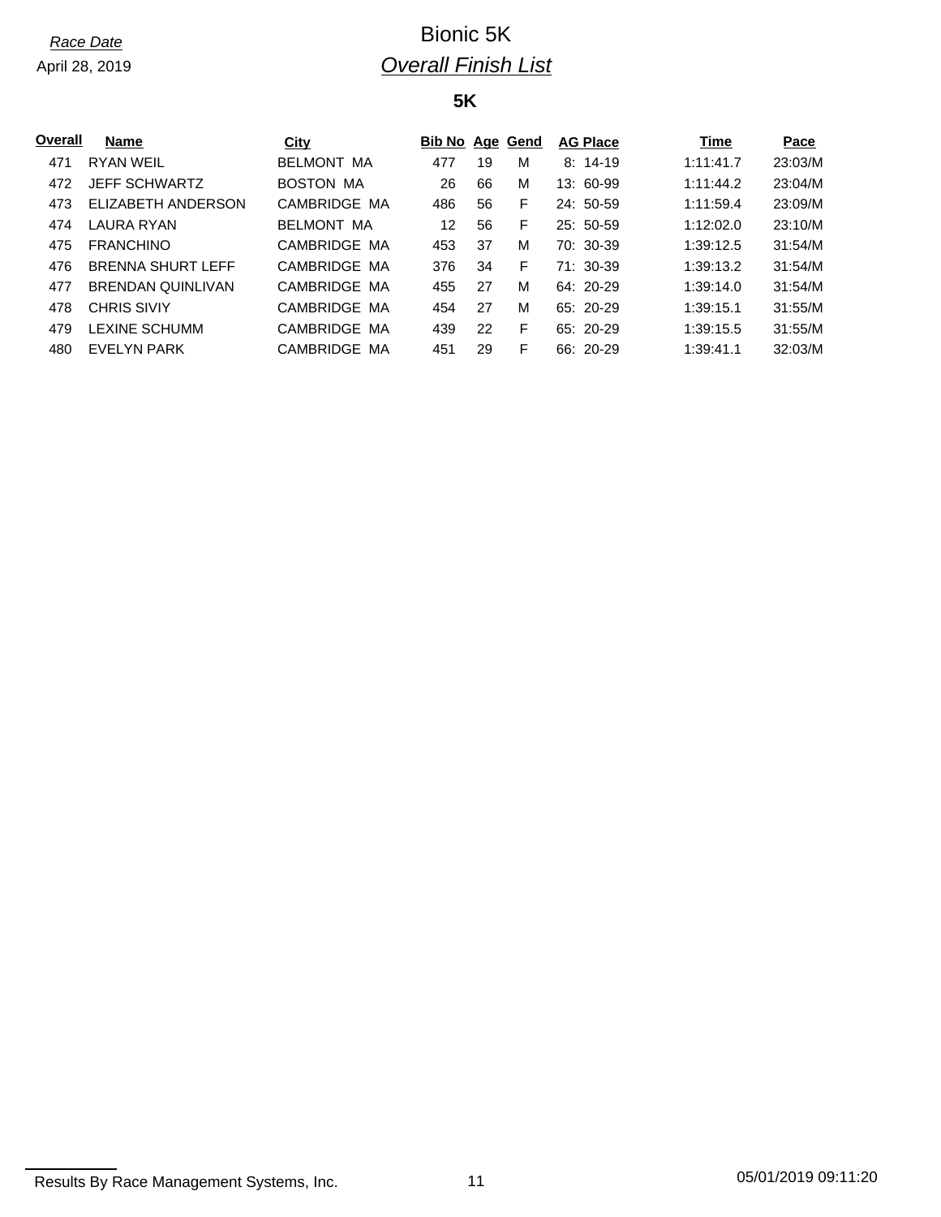*Race Date*

April 28, 2019

# Bionic 5K

## *Overall Finish List*

### 5K

| Overall | Name | City | Bib No | Age | Gend | AG Place | Time | Pace |
|---|---|---|---|---|---|---|---|---|
| 471 | RYAN WEIL | BELMONT MA | 477 | 19 | M | 8: 14-19 | 1:11:41.7 | 23:03/M |
| 472 | JEFF SCHWARTZ | BOSTON MA | 26 | 66 | M | 13: 60-99 | 1:11:44.2 | 23:04/M |
| 473 | ELIZABETH ANDERSON | CAMBRIDGE MA | 486 | 56 | F | 24: 50-59 | 1:11:59.4 | 23:09/M |
| 474 | LAURA RYAN | BELMONT MA | 12 | 56 | F | 25: 50-59 | 1:12:02.0 | 23:10/M |
| 475 | FRANCHINO | CAMBRIDGE MA | 453 | 37 | M | 70: 30-39 | 1:39:12.5 | 31:54/M |
| 476 | BRENNA SHURT LEFF | CAMBRIDGE MA | 376 | 34 | F | 71: 30-39 | 1:39:13.2 | 31:54/M |
| 477 | BRENDAN QUINLIVAN | CAMBRIDGE MA | 455 | 27 | M | 64: 20-29 | 1:39:14.0 | 31:54/M |
| 478 | CHRIS SIVIY | CAMBRIDGE MA | 454 | 27 | M | 65: 20-29 | 1:39:15.1 | 31:55/M |
| 479 | LEXINE SCHUMM | CAMBRIDGE MA | 439 | 22 | F | 65: 20-29 | 1:39:15.5 | 31:55/M |
| 480 | EVELYN PARK | CAMBRIDGE MA | 451 | 29 | F | 66: 20-29 | 1:39:41.1 | 32:03/M |

Results By Race Management Systems, Inc.

05/01/2019 09:11:20